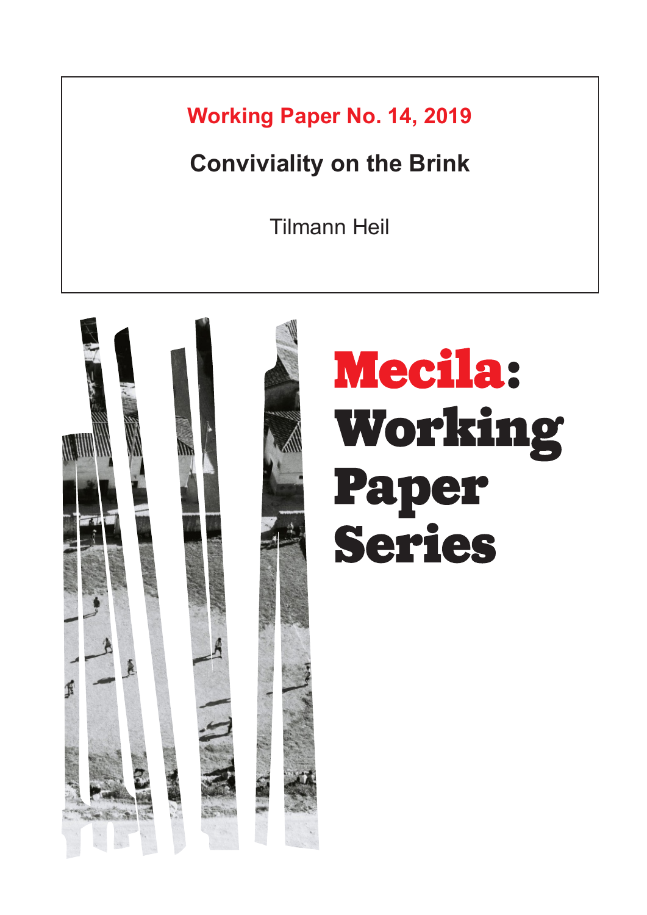**Working Paper No. 14, 2019**

# Conviviality on the Brink

Tilmann Heil

**Mecila: Working Paper Series**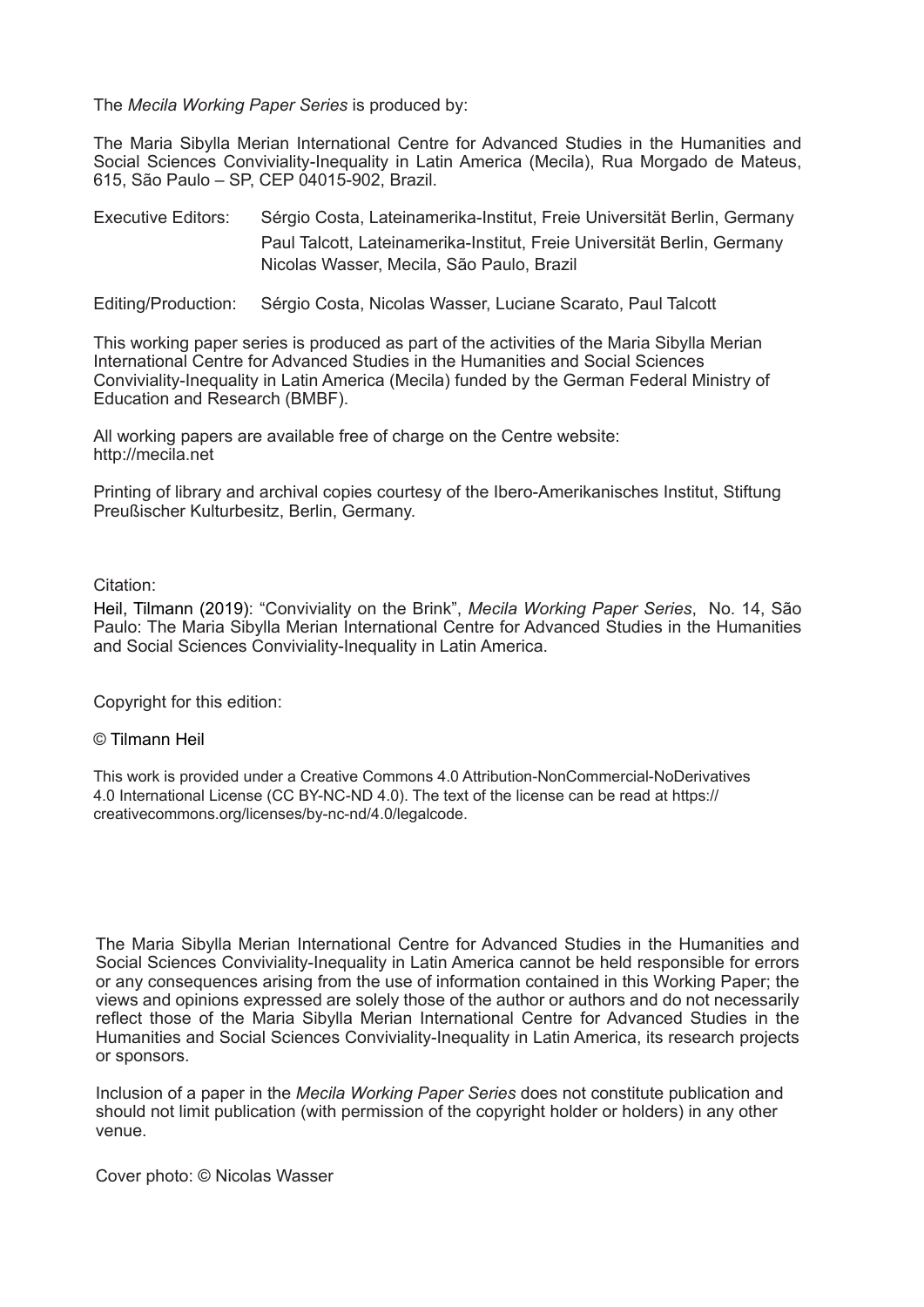The *Mecila Working Paper Series* is produced by:

The Maria Sibylla Merian International Centre for Advanced Studies in the Humanities and Social Sciences Conviviality-Inequality in Latin America (Mecila), Rua Morgado de Mateus, 615, São Paulo – SP, CEP 04015-902, Brazil.

Executive Editors: Sérgio Costa, Lateinamerika-Institut, Freie Universität Berlin, Germany
Paul Talcott, Lateinamerika-Institut, Freie Universität Berlin, Germany
Nicolas Wasser, Mecila, São Paulo, Brazil

Editing/Production: Sérgio Costa, Nicolas Wasser, Luciane Scarato, Paul Talcott

This working paper series is produced as part of the activities of the Maria Sibylla Merian International Centre for Advanced Studies in the Humanities and Social Sciences Conviviality-Inequality in Latin America (Mecila) funded by the German Federal Ministry of Education and Research (BMBF).

All working papers are available free of charge on the Centre website: http://mecila.net

Printing of library and archival copies courtesy of the Ibero-Amerikanisches Institut, Stiftung Preußischer Kulturbesitz, Berlin, Germany.

Citation:

Heil, Tilmann (2019): "Conviviality on the Brink", *Mecila Working Paper Series*, No. 14, São Paulo: The Maria Sibylla Merian International Centre for Advanced Studies in the Humanities and Social Sciences Conviviality-Inequality in Latin America.

Copyright for this edition:

© Tilmann Heil

This work is provided under a Creative Commons 4.0 Attribution-NonCommercial-NoDerivatives 4.0 International License (CC BY-NC-ND 4.0). The text of the license can be read at https://creativecommons.org/licenses/by-nc-nd/4.0/legalcode.

The Maria Sibylla Merian International Centre for Advanced Studies in the Humanities and Social Sciences Conviviality-Inequality in Latin America cannot be held responsible for errors or any consequences arising from the use of information contained in this Working Paper; the views and opinions expressed are solely those of the author or authors and do not necessarily reflect those of the Maria Sibylla Merian International Centre for Advanced Studies in the Humanities and Social Sciences Conviviality-Inequality in Latin America, its research projects or sponsors.

Inclusion of a paper in the *Mecila Working Paper Series* does not constitute publication and should not limit publication (with permission of the copyright holder or holders) in any other venue.

Cover photo: © Nicolas Wasser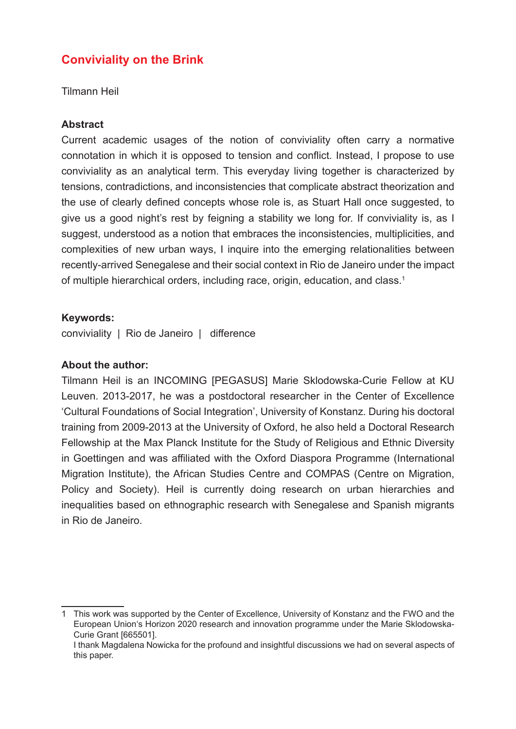# Conviviality on the Brink

Tilmann Heil

### Abstract

Current academic usages of the notion of conviviality often carry a normative connotation in which it is opposed to tension and conflict. Instead, I propose to use conviviality as an analytical term. This everyday living together is characterized by tensions, contradictions, and inconsistencies that complicate abstract theorization and the use of clearly defined concepts whose role is, as Stuart Hall once suggested, to give us a good night's rest by feigning a stability we long for. If conviviality is, as I suggest, understood as a notion that embraces the inconsistencies, multiplicities, and complexities of new urban ways, I inquire into the emerging relationalities between recently-arrived Senegalese and their social context in Rio de Janeiro under the impact of multiple hierarchical orders, including race, origin, education, and class.[1]

### Keywords:

conviviality | Rio de Janeiro | difference

### About the author:

Tilmann Heil is an INCOMING [PEGASUS] Marie Sklodowska-Curie Fellow at KU Leuven. 2013-2017, he was a postdoctoral researcher in the Center of Excellence 'Cultural Foundations of Social Integration', University of Konstanz. During his doctoral training from 2009-2013 at the University of Oxford, he also held a Doctoral Research Fellowship at the Max Planck Institute for the Study of Religious and Ethnic Diversity in Goettingen and was affiliated with the Oxford Diaspora Programme (International Migration Institute), the African Studies Centre and COMPAS (Centre on Migration, Policy and Society). Heil is currently doing research on urban hierarchies and inequalities based on ethnographic research with Senegalese and Spanish migrants in Rio de Janeiro.

---

1 This work was supported by the Center of Excellence, University of Konstanz and the FWO and the European Union's Horizon 2020 research and innovation programme under the Marie Sklodowska-Curie Grant [665501].
I thank Magdalena Nowicka for the profound and insightful discussions we had on several aspects of this paper.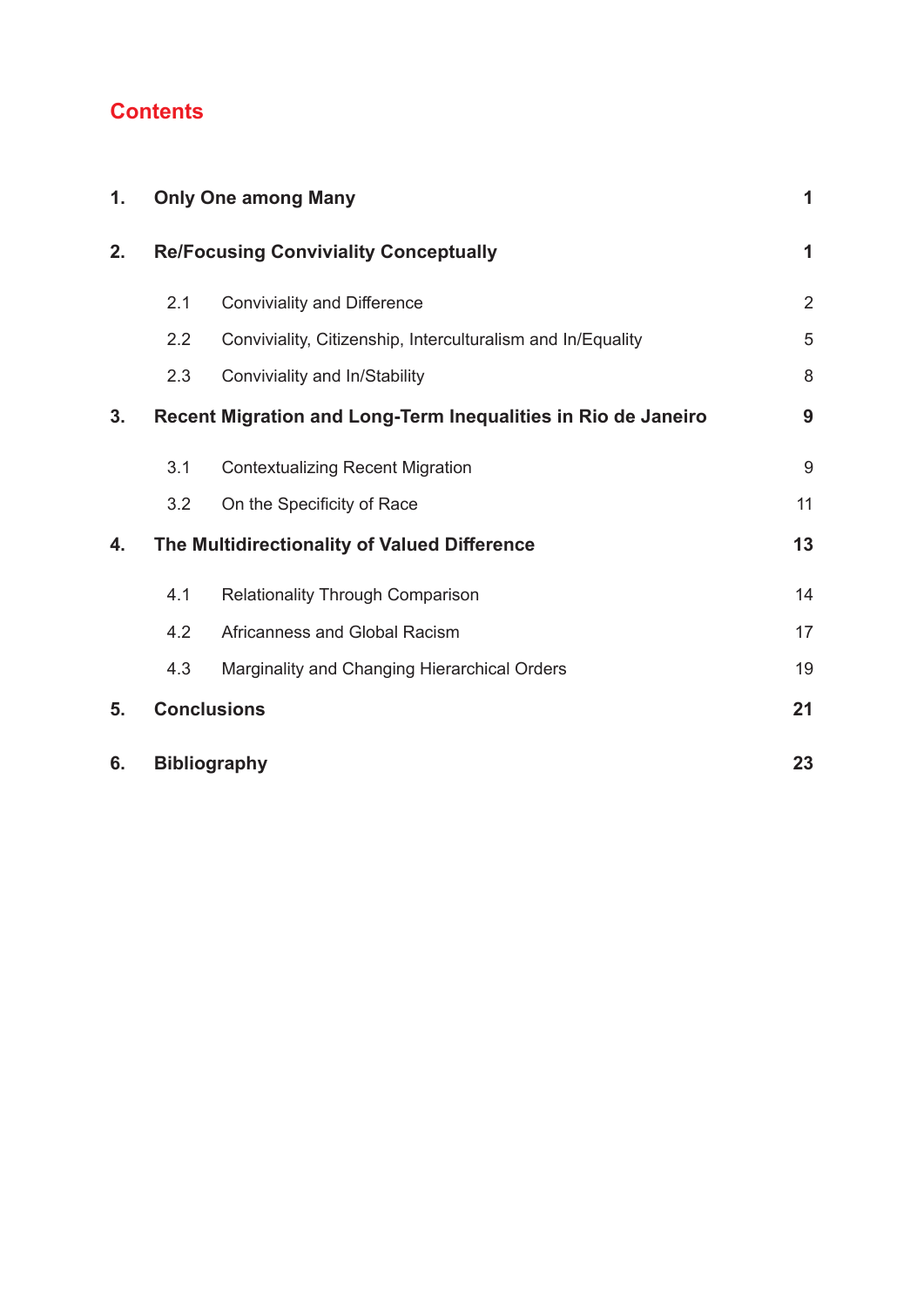## Contents

| | | |
|---|---|---|
| **1.** | **Only One among Many** | **1** |
| **2.** | **Re/Focusing Conviviality Conceptually** | **1** |
| 2.1 | Conviviality and Difference | 2 |
| 2.2 | Conviviality, Citizenship, Interculturalism and In/Equality | 5 |
| 2.3 | Conviviality and In/Stability | 8 |
| **3.** | **Recent Migration and Long-Term Inequalities in Rio de Janeiro** | **9** |
| 3.1 | Contextualizing Recent Migration | 9 |
| 3.2 | On the Specificity of Race | 11 |
| **4.** | **The Multidirectionality of Valued Difference** | **13** |
| 4.1 | Relationality Through Comparison | 14 |
| 4.2 | Africanness and Global Racism | 17 |
| 4.3 | Marginality and Changing Hierarchical Orders | 19 |
| **5.** | **Conclusions** | **21** |
| **6.** | **Bibliography** | **23** |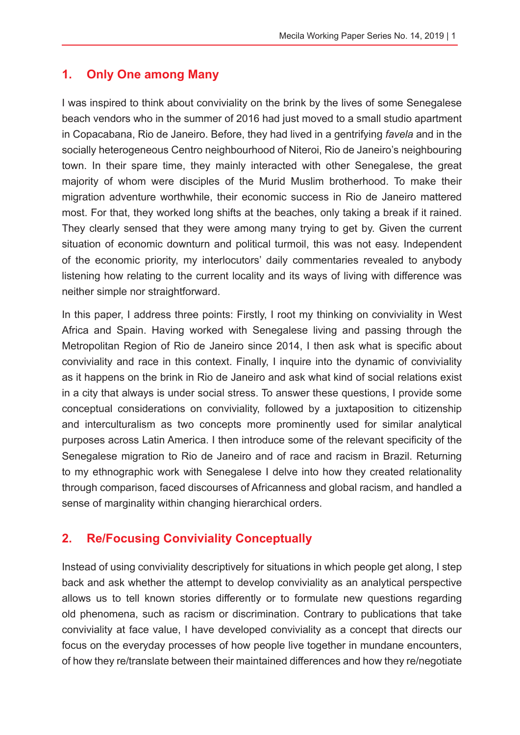## 1. Only One among Many

I was inspired to think about conviviality on the brink by the lives of some Senegalese beach vendors who in the summer of 2016 had just moved to a small studio apartment in Copacabana, Rio de Janeiro. Before, they had lived in a gentrifying *favela* and in the socially heterogeneous Centro neighbourhood of Niteroi, Rio de Janeiro's neighbouring town. In their spare time, they mainly interacted with other Senegalese, the great majority of whom were disciples of the Murid Muslim brotherhood. To make their migration adventure worthwhile, their economic success in Rio de Janeiro mattered most. For that, they worked long shifts at the beaches, only taking a break if it rained. They clearly sensed that they were among many trying to get by. Given the current situation of economic downturn and political turmoil, this was not easy. Independent of the economic priority, my interlocutors' daily commentaries revealed to anybody listening how relating to the current locality and its ways of living with difference was neither simple nor straightforward.

In this paper, I address three points: Firstly, I root my thinking on conviviality in West Africa and Spain. Having worked with Senegalese living and passing through the Metropolitan Region of Rio de Janeiro since 2014, I then ask what is specific about conviviality and race in this context. Finally, I inquire into the dynamic of conviviality as it happens on the brink in Rio de Janeiro and ask what kind of social relations exist in a city that always is under social stress. To answer these questions, I provide some conceptual considerations on conviviality, followed by a juxtaposition to citizenship and interculturalism as two concepts more prominently used for similar analytical purposes across Latin America. I then introduce some of the relevant specificity of the Senegalese migration to Rio de Janeiro and of race and racism in Brazil. Returning to my ethnographic work with Senegalese I delve into how they created relationality through comparison, faced discourses of Africanness and global racism, and handled a sense of marginality within changing hierarchical orders.

## 2. Re/Focusing Conviviality Conceptually

Instead of using conviviality descriptively for situations in which people get along, I step back and ask whether the attempt to develop conviviality as an analytical perspective allows us to tell known stories differently or to formulate new questions regarding old phenomena, such as racism or discrimination. Contrary to publications that take conviviality at face value, I have developed conviviality as a concept that directs our focus on the everyday processes of how people live together in mundane encounters, of how they re/translate between their maintained differences and how they re/negotiate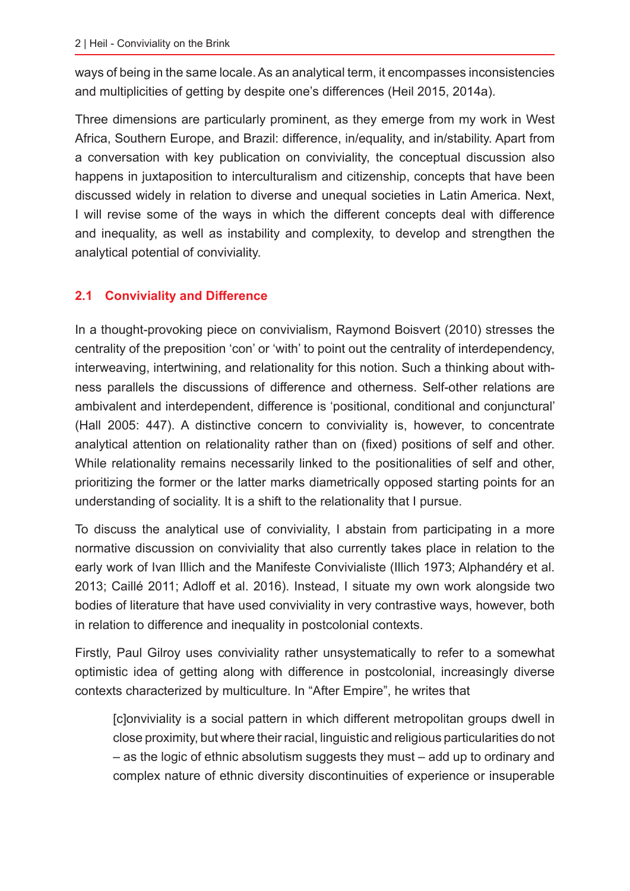ways of being in the same locale. As an analytical term, it encompasses inconsistencies and multiplicities of getting by despite one's differences (Heil 2015, 2014a).

Three dimensions are particularly prominent, as they emerge from my work in West Africa, Southern Europe, and Brazil: difference, in/equality, and in/stability. Apart from a conversation with key publication on conviviality, the conceptual discussion also happens in juxtaposition to interculturalism and citizenship, concepts that have been discussed widely in relation to diverse and unequal societies in Latin America. Next, I will revise some of the ways in which the different concepts deal with difference and inequality, as well as instability and complexity, to develop and strengthen the analytical potential of conviviality.

## 2.1 Conviviality and Difference

In a thought-provoking piece on convivialism, Raymond Boisvert (2010) stresses the centrality of the preposition 'con' or 'with' to point out the centrality of interdependency, interweaving, intertwining, and relationality for this notion. Such a thinking about with-ness parallels the discussions of difference and otherness. Self-other relations are ambivalent and interdependent, difference is 'positional, conditional and conjunctural' (Hall 2005: 447). A distinctive concern to conviviality is, however, to concentrate analytical attention on relationality rather than on (fixed) positions of self and other. While relationality remains necessarily linked to the positionalities of self and other, prioritizing the former or the latter marks diametrically opposed starting points for an understanding of sociality. It is a shift to the relationality that I pursue.

To discuss the analytical use of conviviality, I abstain from participating in a more normative discussion on conviviality that also currently takes place in relation to the early work of Ivan Illich and the Manifeste Convivialiste (Illich 1973; Alphandéry et al. 2013; Caillé 2011; Adloff et al. 2016). Instead, I situate my own work alongside two bodies of literature that have used conviviality in very contrastive ways, however, both in relation to difference and inequality in postcolonial contexts.

Firstly, Paul Gilroy uses conviviality rather unsystematically to refer to a somewhat optimistic idea of getting along with difference in postcolonial, increasingly diverse contexts characterized by multiculture. In "After Empire", he writes that

> [c]onviviality is a social pattern in which different metropolitan groups dwell in close proximity, but where their racial, linguistic and religious particularities do not – as the logic of ethnic absolutism suggests they must – add up to ordinary and complex nature of ethnic diversity discontinuities of experience or insuperable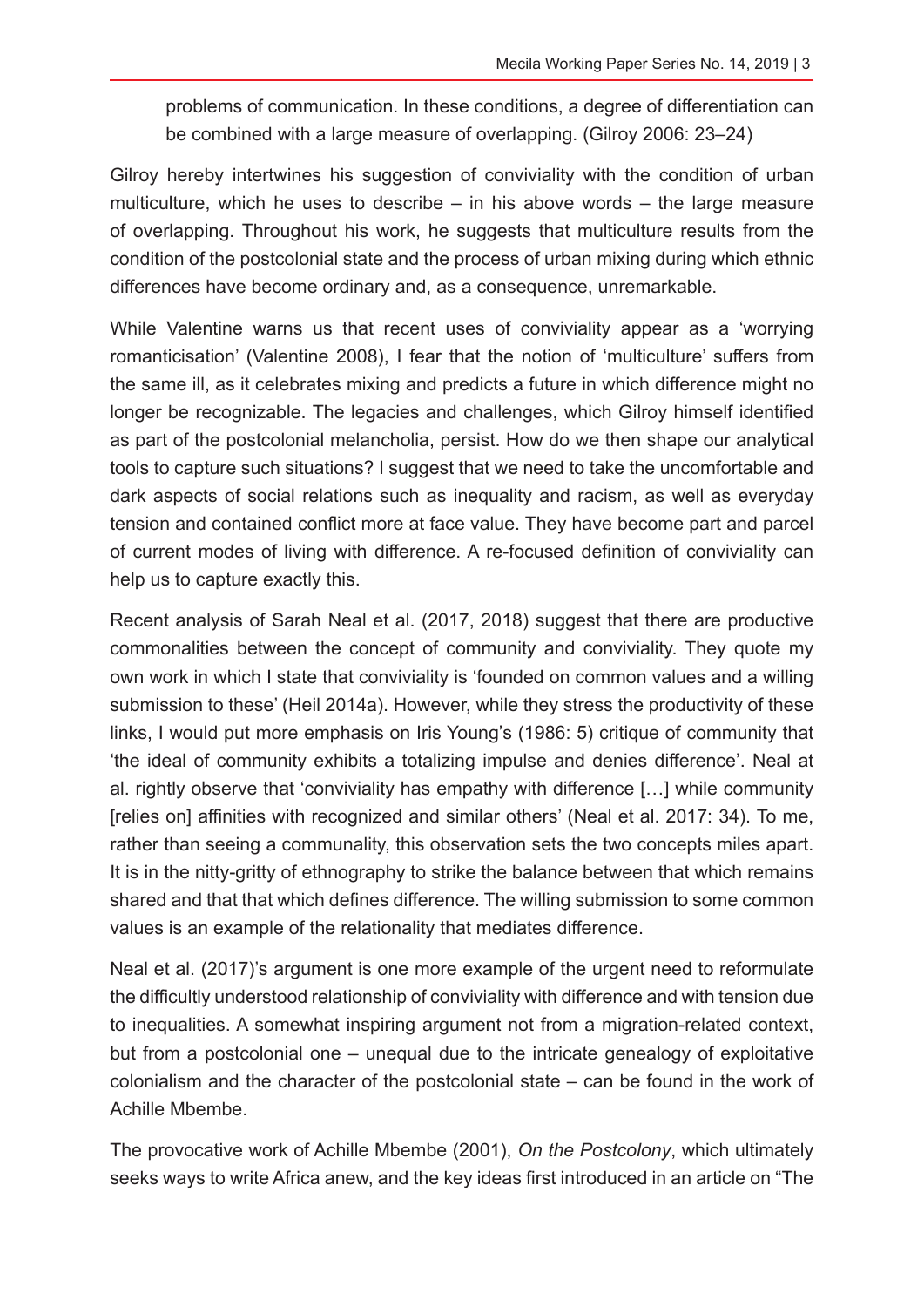> problems of communication. In these conditions, a degree of differentiation can be combined with a large measure of overlapping. (Gilroy 2006: 23–24)

Gilroy hereby intertwines his suggestion of conviviality with the condition of urban multiculture, which he uses to describe – in his above words – the large measure of overlapping. Throughout his work, he suggests that multiculture results from the condition of the postcolonial state and the process of urban mixing during which ethnic differences have become ordinary and, as a consequence, unremarkable.

While Valentine warns us that recent uses of conviviality appear as a 'worrying romanticisation' (Valentine 2008), I fear that the notion of 'multiculture' suffers from the same ill, as it celebrates mixing and predicts a future in which difference might no longer be recognizable. The legacies and challenges, which Gilroy himself identified as part of the postcolonial melancholia, persist. How do we then shape our analytical tools to capture such situations? I suggest that we need to take the uncomfortable and dark aspects of social relations such as inequality and racism, as well as everyday tension and contained conflict more at face value. They have become part and parcel of current modes of living with difference. A re-focused definition of conviviality can help us to capture exactly this.

Recent analysis of Sarah Neal et al. (2017, 2018) suggest that there are productive commonalities between the concept of community and conviviality. They quote my own work in which I state that conviviality is 'founded on common values and a willing submission to these' (Heil 2014a). However, while they stress the productivity of these links, I would put more emphasis on Iris Young's (1986: 5) critique of community that 'the ideal of community exhibits a totalizing impulse and denies difference'. Neal at al. rightly observe that 'conviviality has empathy with difference […] while community [relies on] affinities with recognized and similar others' (Neal et al. 2017: 34). To me, rather than seeing a communality, this observation sets the two concepts miles apart. It is in the nitty-gritty of ethnography to strike the balance between that which remains shared and that that which defines difference. The willing submission to some common values is an example of the relationality that mediates difference.

Neal et al. (2017)'s argument is one more example of the urgent need to reformulate the difficultly understood relationship of conviviality with difference and with tension due to inequalities. A somewhat inspiring argument not from a migration-related context, but from a postcolonial one – unequal due to the intricate genealogy of exploitative colonialism and the character of the postcolonial state – can be found in the work of Achille Mbembe.

The provocative work of Achille Mbembe (2001), *On the Postcolony*, which ultimately seeks ways to write Africa anew, and the key ideas first introduced in an article on "The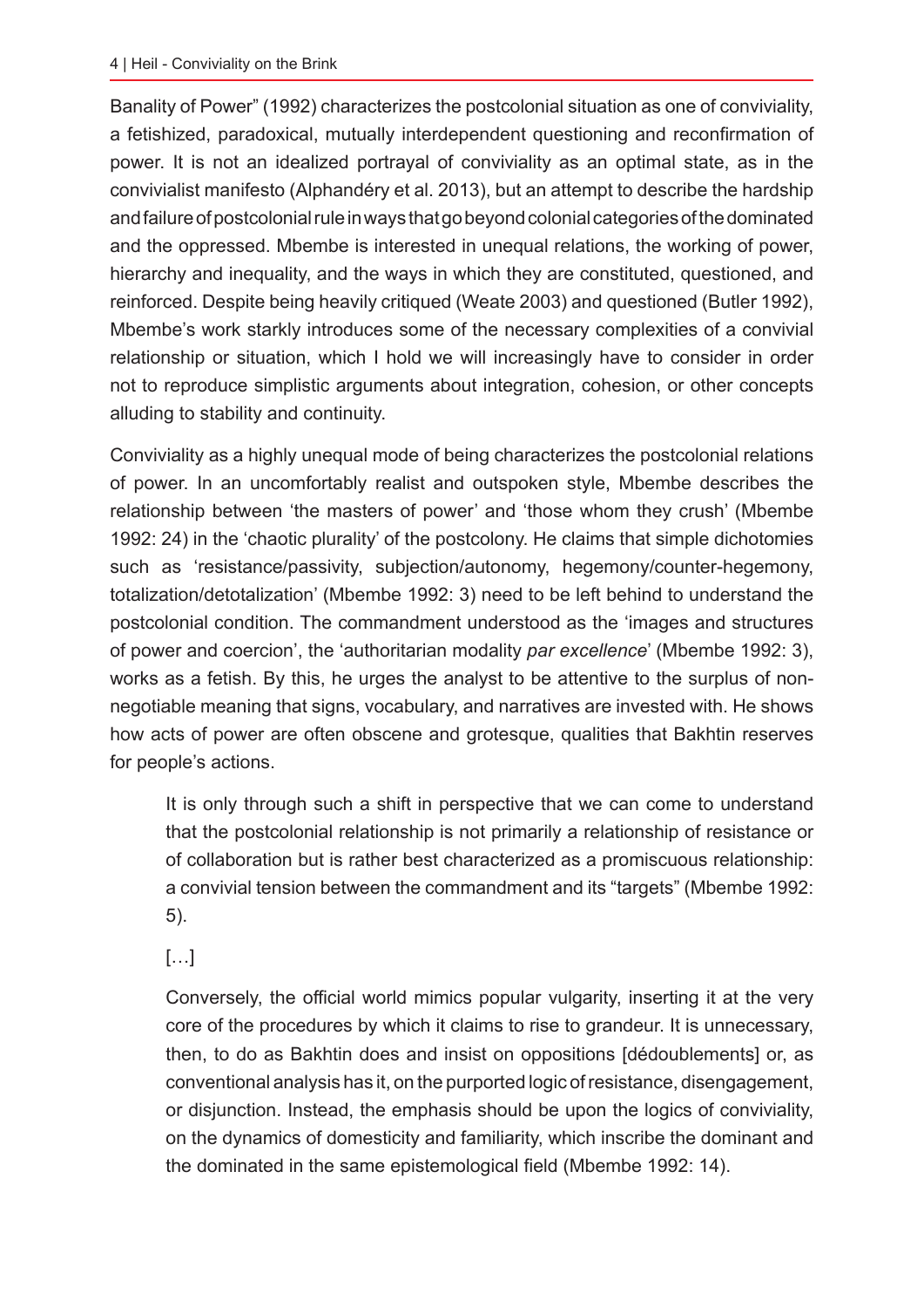Banality of Power" (1992) characterizes the postcolonial situation as one of conviviality, a fetishized, paradoxical, mutually interdependent questioning and reconfirmation of power. It is not an idealized portrayal of conviviality as an optimal state, as in the convivialist manifesto (Alphandéry et al. 2013), but an attempt to describe the hardship and failure of postcolonial rule in ways that go beyond colonial categories of the dominated and the oppressed. Mbembe is interested in unequal relations, the working of power, hierarchy and inequality, and the ways in which they are constituted, questioned, and reinforced. Despite being heavily critiqued (Weate 2003) and questioned (Butler 1992), Mbembe's work starkly introduces some of the necessary complexities of a convivial relationship or situation, which I hold we will increasingly have to consider in order not to reproduce simplistic arguments about integration, cohesion, or other concepts alluding to stability and continuity.

Conviviality as a highly unequal mode of being characterizes the postcolonial relations of power. In an uncomfortably realist and outspoken style, Mbembe describes the relationship between 'the masters of power' and 'those whom they crush' (Mbembe 1992: 24) in the 'chaotic plurality' of the postcolony. He claims that simple dichotomies such as 'resistance/passivity, subjection/autonomy, hegemony/counter-hegemony, totalization/detotalization' (Mbembe 1992: 3) need to be left behind to understand the postcolonial condition. The commandment understood as the 'images and structures of power and coercion', the 'authoritarian modality *par excellence*' (Mbembe 1992: 3), works as a fetish. By this, he urges the analyst to be attentive to the surplus of non-negotiable meaning that signs, vocabulary, and narratives are invested with. He shows how acts of power are often obscene and grotesque, qualities that Bakhtin reserves for people's actions.

> It is only through such a shift in perspective that we can come to understand that the postcolonial relationship is not primarily a relationship of resistance or of collaboration but is rather best characterized as a promiscuous relationship: a convivial tension between the commandment and its "targets" (Mbembe 1992: 5).
>
> […]
>
> Conversely, the official world mimics popular vulgarity, inserting it at the very core of the procedures by which it claims to rise to grandeur. It is unnecessary, then, to do as Bakhtin does and insist on oppositions [dédoublements] or, as conventional analysis has it, on the purported logic of resistance, disengagement, or disjunction. Instead, the emphasis should be upon the logics of conviviality, on the dynamics of domesticity and familiarity, which inscribe the dominant and the dominated in the same epistemological field (Mbembe 1992: 14).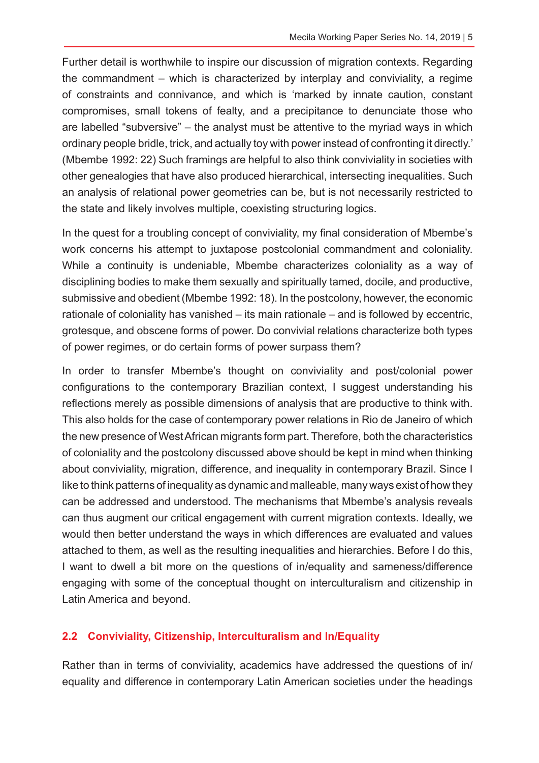Further detail is worthwhile to inspire our discussion of migration contexts. Regarding the commandment – which is characterized by interplay and conviviality, a regime of constraints and connivance, and which is 'marked by innate caution, constant compromises, small tokens of fealty, and a precipitance to denunciate those who are labelled "subversive" – the analyst must be attentive to the myriad ways in which ordinary people bridle, trick, and actually toy with power instead of confronting it directly.' (Mbembe 1992: 22) Such framings are helpful to also think conviviality in societies with other genealogies that have also produced hierarchical, intersecting inequalities. Such an analysis of relational power geometries can be, but is not necessarily restricted to the state and likely involves multiple, coexisting structuring logics.

In the quest for a troubling concept of conviviality, my final consideration of Mbembe's work concerns his attempt to juxtapose postcolonial commandment and coloniality. While a continuity is undeniable, Mbembe characterizes coloniality as a way of disciplining bodies to make them sexually and spiritually tamed, docile, and productive, submissive and obedient (Mbembe 1992: 18). In the postcolony, however, the economic rationale of coloniality has vanished – its main rationale – and is followed by eccentric, grotesque, and obscene forms of power. Do convivial relations characterize both types of power regimes, or do certain forms of power surpass them?

In order to transfer Mbembe's thought on conviviality and post/colonial power configurations to the contemporary Brazilian context, I suggest understanding his reflections merely as possible dimensions of analysis that are productive to think with. This also holds for the case of contemporary power relations in Rio de Janeiro of which the new presence of West African migrants form part. Therefore, both the characteristics of coloniality and the postcolony discussed above should be kept in mind when thinking about conviviality, migration, difference, and inequality in contemporary Brazil. Since I like to think patterns of inequality as dynamic and malleable, many ways exist of how they can be addressed and understood. The mechanisms that Mbembe's analysis reveals can thus augment our critical engagement with current migration contexts. Ideally, we would then better understand the ways in which differences are evaluated and values attached to them, as well as the resulting inequalities and hierarchies. Before I do this, I want to dwell a bit more on the questions of in/equality and sameness/difference engaging with some of the conceptual thought on interculturalism and citizenship in Latin America and beyond.

## 2.2 Conviviality, Citizenship, Interculturalism and In/Equality

Rather than in terms of conviviality, academics have addressed the questions of in/equality and difference in contemporary Latin American societies under the headings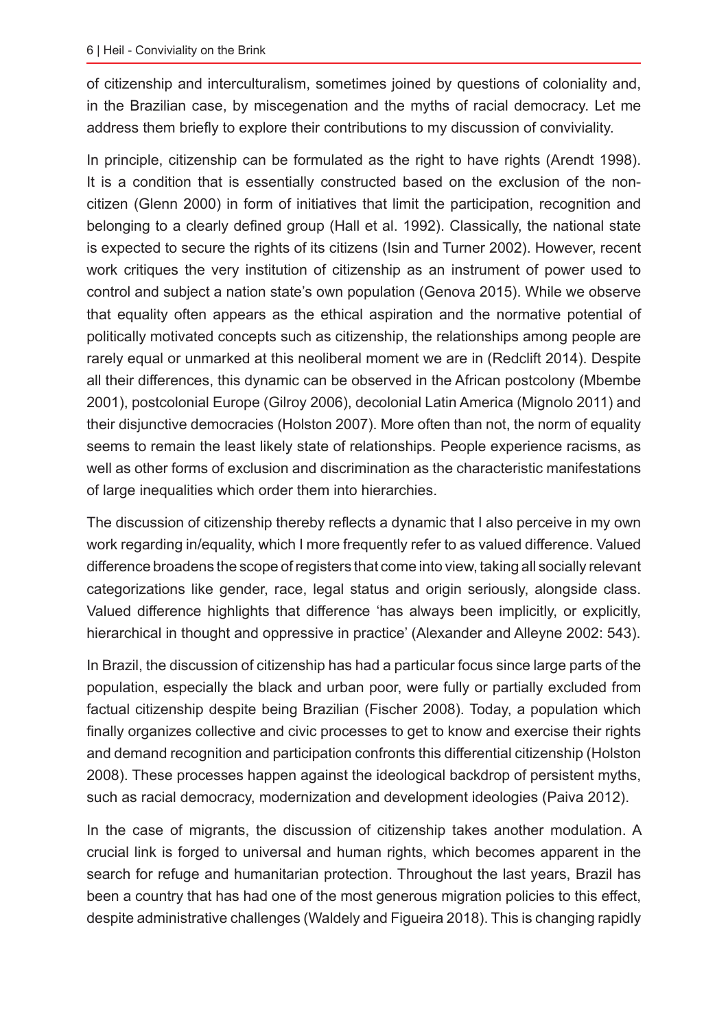of citizenship and interculturalism, sometimes joined by questions of coloniality and, in the Brazilian case, by miscegenation and the myths of racial democracy. Let me address them briefly to explore their contributions to my discussion of conviviality.

In principle, citizenship can be formulated as the right to have rights (Arendt 1998). It is a condition that is essentially constructed based on the exclusion of the non-citizen (Glenn 2000) in form of initiatives that limit the participation, recognition and belonging to a clearly defined group (Hall et al. 1992). Classically, the national state is expected to secure the rights of its citizens (Isin and Turner 2002). However, recent work critiques the very institution of citizenship as an instrument of power used to control and subject a nation state's own population (Genova 2015). While we observe that equality often appears as the ethical aspiration and the normative potential of politically motivated concepts such as citizenship, the relationships among people are rarely equal or unmarked at this neoliberal moment we are in (Redclift 2014). Despite all their differences, this dynamic can be observed in the African postcolony (Mbembe 2001), postcolonial Europe (Gilroy 2006), decolonial Latin America (Mignolo 2011) and their disjunctive democracies (Holston 2007). More often than not, the norm of equality seems to remain the least likely state of relationships. People experience racisms, as well as other forms of exclusion and discrimination as the characteristic manifestations of large inequalities which order them into hierarchies.

The discussion of citizenship thereby reflects a dynamic that I also perceive in my own work regarding in/equality, which I more frequently refer to as valued difference. Valued difference broadens the scope of registers that come into view, taking all socially relevant categorizations like gender, race, legal status and origin seriously, alongside class. Valued difference highlights that difference 'has always been implicitly, or explicitly, hierarchical in thought and oppressive in practice' (Alexander and Alleyne 2002: 543).

In Brazil, the discussion of citizenship has had a particular focus since large parts of the population, especially the black and urban poor, were fully or partially excluded from factual citizenship despite being Brazilian (Fischer 2008). Today, a population which finally organizes collective and civic processes to get to know and exercise their rights and demand recognition and participation confronts this differential citizenship (Holston 2008). These processes happen against the ideological backdrop of persistent myths, such as racial democracy, modernization and development ideologies (Paiva 2012).

In the case of migrants, the discussion of citizenship takes another modulation. A crucial link is forged to universal and human rights, which becomes apparent in the search for refuge and humanitarian protection. Throughout the last years, Brazil has been a country that has had one of the most generous migration policies to this effect, despite administrative challenges (Waldely and Figueira 2018). This is changing rapidly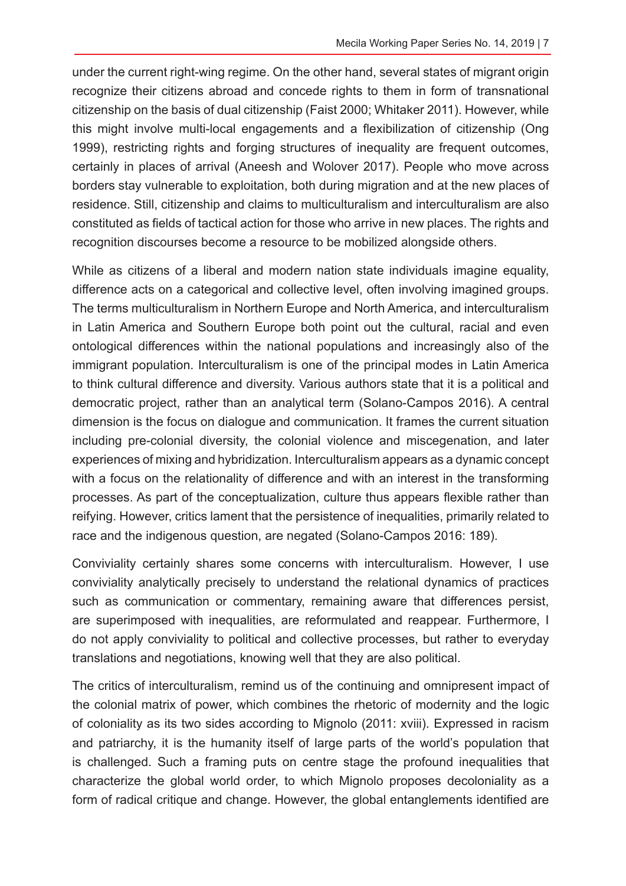under the current right-wing regime. On the other hand, several states of migrant origin recognize their citizens abroad and concede rights to them in form of transnational citizenship on the basis of dual citizenship (Faist 2000; Whitaker 2011). However, while this might involve multi-local engagements and a flexibilization of citizenship (Ong 1999), restricting rights and forging structures of inequality are frequent outcomes, certainly in places of arrival (Aneesh and Wolover 2017). People who move across borders stay vulnerable to exploitation, both during migration and at the new places of residence. Still, citizenship and claims to multiculturalism and interculturalism are also constituted as fields of tactical action for those who arrive in new places. The rights and recognition discourses become a resource to be mobilized alongside others.

While as citizens of a liberal and modern nation state individuals imagine equality, difference acts on a categorical and collective level, often involving imagined groups. The terms multiculturalism in Northern Europe and North America, and interculturalism in Latin America and Southern Europe both point out the cultural, racial and even ontological differences within the national populations and increasingly also of the immigrant population. Interculturalism is one of the principal modes in Latin America to think cultural difference and diversity. Various authors state that it is a political and democratic project, rather than an analytical term (Solano-Campos 2016). A central dimension is the focus on dialogue and communication. It frames the current situation including pre-colonial diversity, the colonial violence and miscegenation, and later experiences of mixing and hybridization. Interculturalism appears as a dynamic concept with a focus on the relationality of difference and with an interest in the transforming processes. As part of the conceptualization, culture thus appears flexible rather than reifying. However, critics lament that the persistence of inequalities, primarily related to race and the indigenous question, are negated (Solano-Campos 2016: 189).

Conviviality certainly shares some concerns with interculturalism. However, I use conviviality analytically precisely to understand the relational dynamics of practices such as communication or commentary, remaining aware that differences persist, are superimposed with inequalities, are reformulated and reappear. Furthermore, I do not apply conviviality to political and collective processes, but rather to everyday translations and negotiations, knowing well that they are also political.

The critics of interculturalism, remind us of the continuing and omnipresent impact of the colonial matrix of power, which combines the rhetoric of modernity and the logic of coloniality as its two sides according to Mignolo (2011: xviii). Expressed in racism and patriarchy, it is the humanity itself of large parts of the world's population that is challenged. Such a framing puts on centre stage the profound inequalities that characterize the global world order, to which Mignolo proposes decoloniality as a form of radical critique and change. However, the global entanglements identified are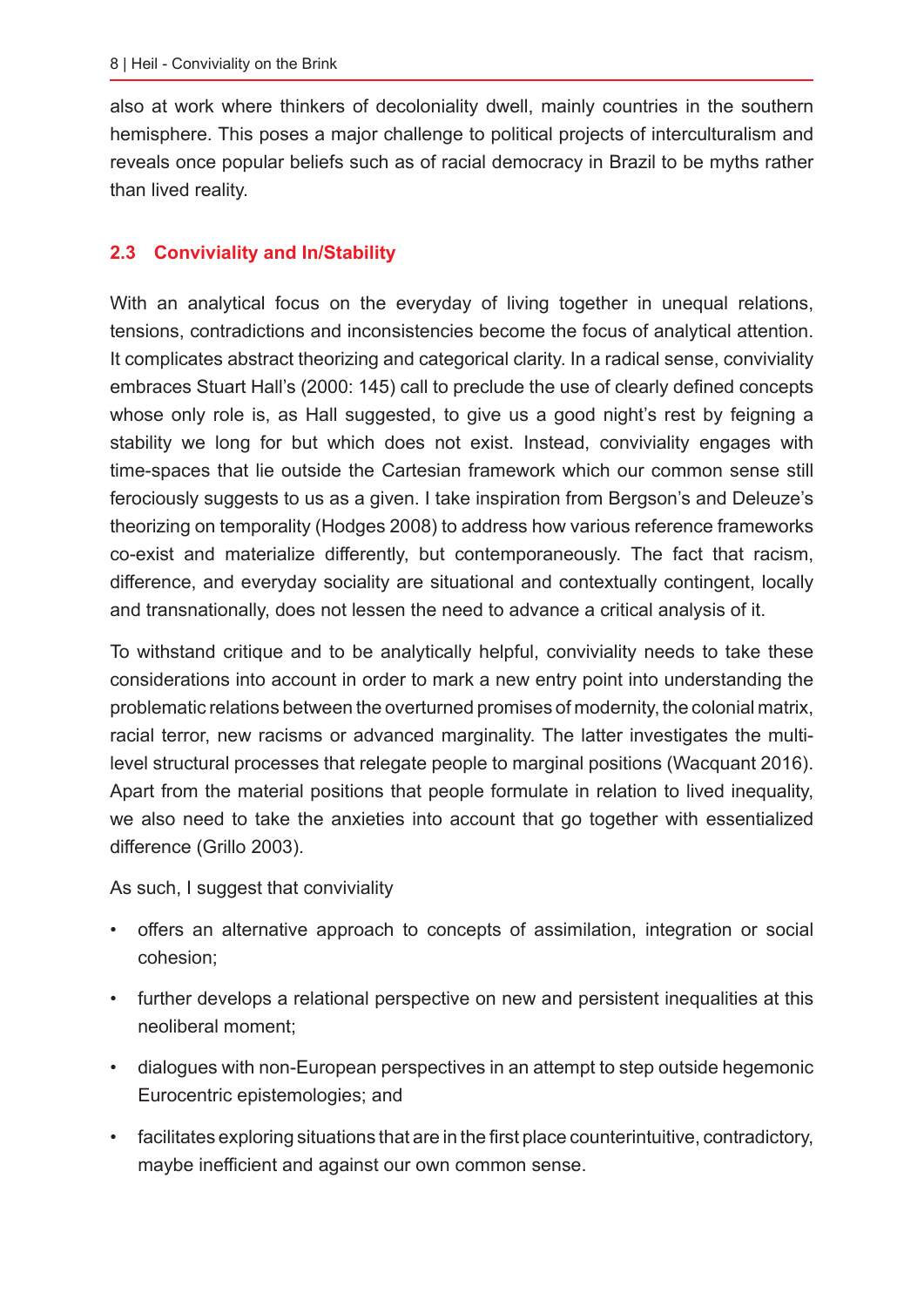also at work where thinkers of decoloniality dwell, mainly countries in the southern hemisphere. This poses a major challenge to political projects of interculturalism and reveals once popular beliefs such as of racial democracy in Brazil to be myths rather than lived reality.

## 2.3 Conviviality and In/Stability

With an analytical focus on the everyday of living together in unequal relations, tensions, contradictions and inconsistencies become the focus of analytical attention. It complicates abstract theorizing and categorical clarity. In a radical sense, conviviality embraces Stuart Hall's (2000: 145) call to preclude the use of clearly defined concepts whose only role is, as Hall suggested, to give us a good night's rest by feigning a stability we long for but which does not exist. Instead, conviviality engages with time-spaces that lie outside the Cartesian framework which our common sense still ferociously suggests to us as a given. I take inspiration from Bergson's and Deleuze's theorizing on temporality (Hodges 2008) to address how various reference frameworks co-exist and materialize differently, but contemporaneously. The fact that racism, difference, and everyday sociality are situational and contextually contingent, locally and transnationally, does not lessen the need to advance a critical analysis of it.

To withstand critique and to be analytically helpful, conviviality needs to take these considerations into account in order to mark a new entry point into understanding the problematic relations between the overturned promises of modernity, the colonial matrix, racial terror, new racisms or advanced marginality. The latter investigates the multi-level structural processes that relegate people to marginal positions (Wacquant 2016). Apart from the material positions that people formulate in relation to lived inequality, we also need to take the anxieties into account that go together with essentialized difference (Grillo 2003).

As such, I suggest that conviviality

- offers an alternative approach to concepts of assimilation, integration or social cohesion;
- further develops a relational perspective on new and persistent inequalities at this neoliberal moment;
- dialogues with non-European perspectives in an attempt to step outside hegemonic Eurocentric epistemologies; and
- facilitates exploring situations that are in the first place counterintuitive, contradictory, maybe inefficient and against our own common sense.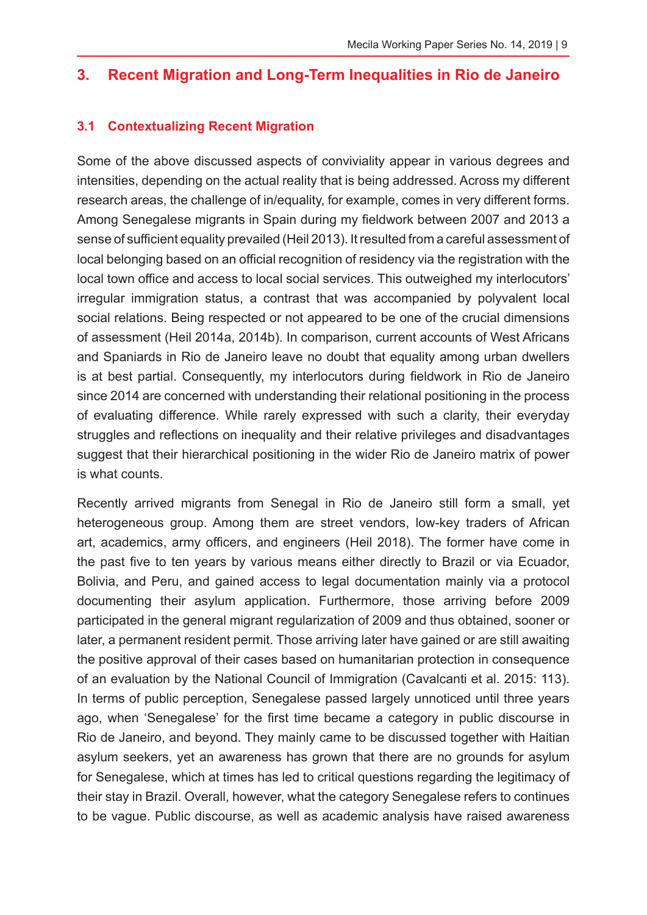## 3. Recent Migration and Long-Term Inequalities in Rio de Janeiro

### 3.1 Contextualizing Recent Migration

Some of the above discussed aspects of conviviality appear in various degrees and intensities, depending on the actual reality that is being addressed. Across my different research areas, the challenge of in/equality, for example, comes in very different forms. Among Senegalese migrants in Spain during my fieldwork between 2007 and 2013 a sense of sufficient equality prevailed (Heil 2013). It resulted from a careful assessment of local belonging based on an official recognition of residency via the registration with the local town office and access to local social services. This outweighed my interlocutors' irregular immigration status, a contrast that was accompanied by polyvalent local social relations. Being respected or not appeared to be one of the crucial dimensions of assessment (Heil 2014a, 2014b). In comparison, current accounts of West Africans and Spaniards in Rio de Janeiro leave no doubt that equality among urban dwellers is at best partial. Consequently, my interlocutors during fieldwork in Rio de Janeiro since 2014 are concerned with understanding their relational positioning in the process of evaluating difference. While rarely expressed with such a clarity, their everyday struggles and reflections on inequality and their relative privileges and disadvantages suggest that their hierarchical positioning in the wider Rio de Janeiro matrix of power is what counts.

Recently arrived migrants from Senegal in Rio de Janeiro still form a small, yet heterogeneous group. Among them are street vendors, low-key traders of African art, academics, army officers, and engineers (Heil 2018). The former have come in the past five to ten years by various means either directly to Brazil or via Ecuador, Bolivia, and Peru, and gained access to legal documentation mainly via a protocol documenting their asylum application. Furthermore, those arriving before 2009 participated in the general migrant regularization of 2009 and thus obtained, sooner or later, a permanent resident permit. Those arriving later have gained or are still awaiting the positive approval of their cases based on humanitarian protection in consequence of an evaluation by the National Council of Immigration (Cavalcanti et al. 2015: 113). In terms of public perception, Senegalese passed largely unnoticed until three years ago, when 'Senegalese' for the first time became a category in public discourse in Rio de Janeiro, and beyond. They mainly came to be discussed together with Haitian asylum seekers, yet an awareness has grown that there are no grounds for asylum for Senegalese, which at times has led to critical questions regarding the legitimacy of their stay in Brazil. Overall, however, what the category Senegalese refers to continues to be vague. Public discourse, as well as academic analysis have raised awareness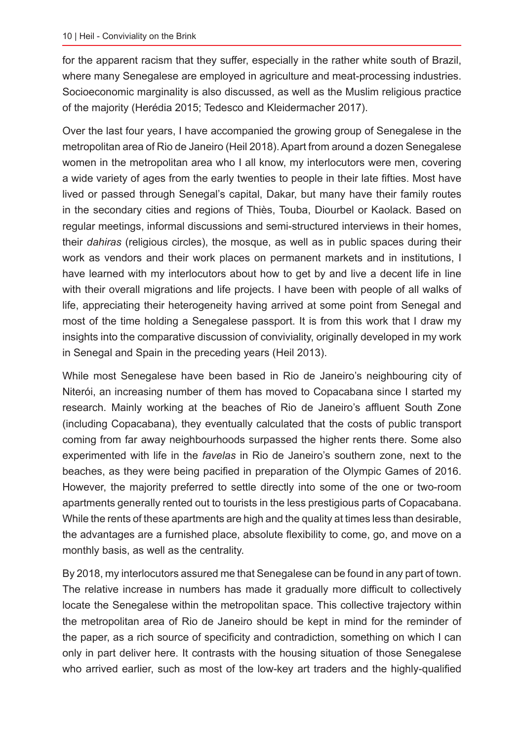for the apparent racism that they suffer, especially in the rather white south of Brazil, where many Senegalese are employed in agriculture and meat-processing industries. Socioeconomic marginality is also discussed, as well as the Muslim religious practice of the majority (Herédia 2015; Tedesco and Kleidermacher 2017).

Over the last four years, I have accompanied the growing group of Senegalese in the metropolitan area of Rio de Janeiro (Heil 2018). Apart from around a dozen Senegalese women in the metropolitan area who I all know, my interlocutors were men, covering a wide variety of ages from the early twenties to people in their late fifties. Most have lived or passed through Senegal's capital, Dakar, but many have their family routes in the secondary cities and regions of Thiès, Touba, Diourbel or Kaolack. Based on regular meetings, informal discussions and semi-structured interviews in their homes, their *dahiras* (religious circles), the mosque, as well as in public spaces during their work as vendors and their work places on permanent markets and in institutions, I have learned with my interlocutors about how to get by and live a decent life in line with their overall migrations and life projects. I have been with people of all walks of life, appreciating their heterogeneity having arrived at some point from Senegal and most of the time holding a Senegalese passport. It is from this work that I draw my insights into the comparative discussion of conviviality, originally developed in my work in Senegal and Spain in the preceding years (Heil 2013).

While most Senegalese have been based in Rio de Janeiro's neighbouring city of Niterói, an increasing number of them has moved to Copacabana since I started my research. Mainly working at the beaches of Rio de Janeiro's affluent South Zone (including Copacabana), they eventually calculated that the costs of public transport coming from far away neighbourhoods surpassed the higher rents there. Some also experimented with life in the *favelas* in Rio de Janeiro's southern zone, next to the beaches, as they were being pacified in preparation of the Olympic Games of 2016. However, the majority preferred to settle directly into some of the one or two-room apartments generally rented out to tourists in the less prestigious parts of Copacabana. While the rents of these apartments are high and the quality at times less than desirable, the advantages are a furnished place, absolute flexibility to come, go, and move on a monthly basis, as well as the centrality.

By 2018, my interlocutors assured me that Senegalese can be found in any part of town. The relative increase in numbers has made it gradually more difficult to collectively locate the Senegalese within the metropolitan space. This collective trajectory within the metropolitan area of Rio de Janeiro should be kept in mind for the reminder of the paper, as a rich source of specificity and contradiction, something on which I can only in part deliver here. It contrasts with the housing situation of those Senegalese who arrived earlier, such as most of the low-key art traders and the highly-qualified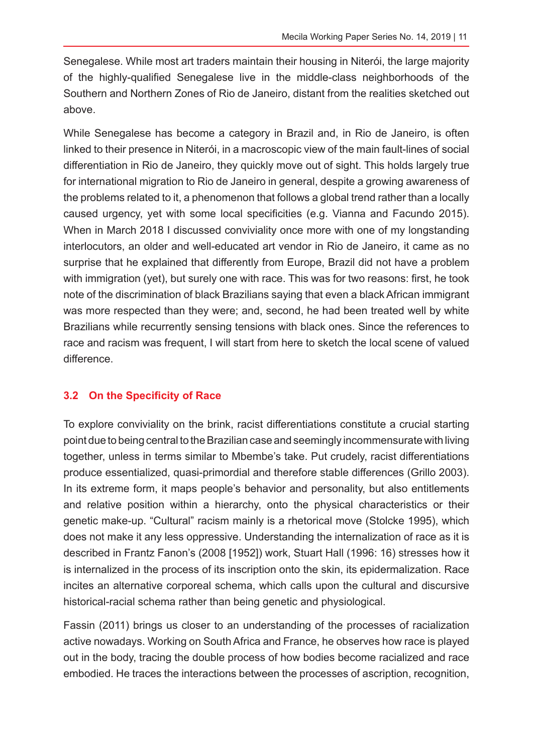Senegalese. While most art traders maintain their housing in Niterói, the large majority of the highly-qualified Senegalese live in the middle-class neighborhoods of the Southern and Northern Zones of Rio de Janeiro, distant from the realities sketched out above.

While Senegalese has become a category in Brazil and, in Rio de Janeiro, is often linked to their presence in Niterói, in a macroscopic view of the main fault-lines of social differentiation in Rio de Janeiro, they quickly move out of sight. This holds largely true for international migration to Rio de Janeiro in general, despite a growing awareness of the problems related to it, a phenomenon that follows a global trend rather than a locally caused urgency, yet with some local specificities (e.g. Vianna and Facundo 2015). When in March 2018 I discussed conviviality once more with one of my longstanding interlocutors, an older and well-educated art vendor in Rio de Janeiro, it came as no surprise that he explained that differently from Europe, Brazil did not have a problem with immigration (yet), but surely one with race. This was for two reasons: first, he took note of the discrimination of black Brazilians saying that even a black African immigrant was more respected than they were; and, second, he had been treated well by white Brazilians while recurrently sensing tensions with black ones. Since the references to race and racism was frequent, I will start from here to sketch the local scene of valued difference.

### 3.2 On the Specificity of Race

To explore conviviality on the brink, racist differentiations constitute a crucial starting point due to being central to the Brazilian case and seemingly incommensurate with living together, unless in terms similar to Mbembe's take. Put crudely, racist differentiations produce essentialized, quasi-primordial and therefore stable differences (Grillo 2003). In its extreme form, it maps people's behavior and personality, but also entitlements and relative position within a hierarchy, onto the physical characteristics or their genetic make-up. "Cultural" racism mainly is a rhetorical move (Stolcke 1995), which does not make it any less oppressive. Understanding the internalization of race as it is described in Frantz Fanon's (2008 [1952]) work, Stuart Hall (1996: 16) stresses how it is internalized in the process of its inscription onto the skin, its epidermalization. Race incites an alternative corporeal schema, which calls upon the cultural and discursive historical-racial schema rather than being genetic and physiological.

Fassin (2011) brings us closer to an understanding of the processes of racialization active nowadays. Working on South Africa and France, he observes how race is played out in the body, tracing the double process of how bodies become racialized and race embodied. He traces the interactions between the processes of ascription, recognition,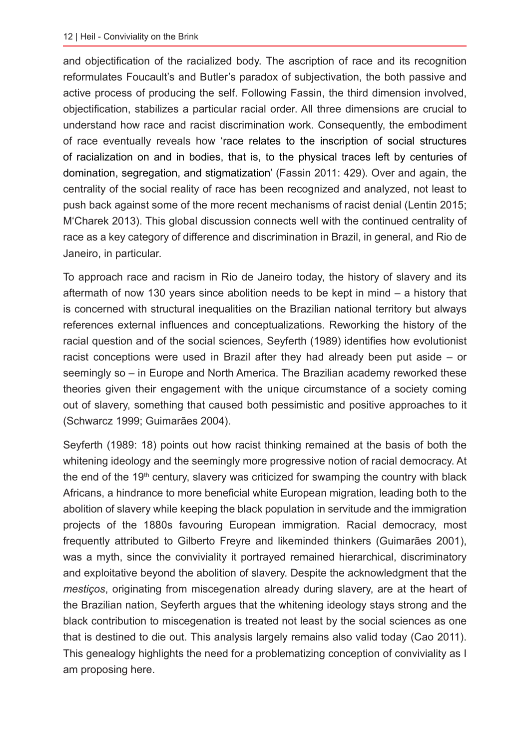and objectification of the racialized body. The ascription of race and its recognition reformulates Foucault's and Butler's paradox of subjectivation, the both passive and active process of producing the self. Following Fassin, the third dimension involved, objectification, stabilizes a particular racial order. All three dimensions are crucial to understand how race and racist discrimination work. Consequently, the embodiment of race eventually reveals how 'race relates to the inscription of social structures of racialization on and in bodies, that is, to the physical traces left by centuries of domination, segregation, and stigmatization' (Fassin 2011: 429). Over and again, the centrality of the social reality of race has been recognized and analyzed, not least to push back against some of the more recent mechanisms of racist denial (Lentin 2015; M'Charek 2013). This global discussion connects well with the continued centrality of race as a key category of difference and discrimination in Brazil, in general, and Rio de Janeiro, in particular.

To approach race and racism in Rio de Janeiro today, the history of slavery and its aftermath of now 130 years since abolition needs to be kept in mind – a history that is concerned with structural inequalities on the Brazilian national territory but always references external influences and conceptualizations. Reworking the history of the racial question and of the social sciences, Seyferth (1989) identifies how evolutionist racist conceptions were used in Brazil after they had already been put aside – or seemingly so – in Europe and North America. The Brazilian academy reworked these theories given their engagement with the unique circumstance of a society coming out of slavery, something that caused both pessimistic and positive approaches to it (Schwarcz 1999; Guimarães 2004).

Seyferth (1989: 18) points out how racist thinking remained at the basis of both the whitening ideology and the seemingly more progressive notion of racial democracy. At the end of the 19th century, slavery was criticized for swamping the country with black Africans, a hindrance to more beneficial white European migration, leading both to the abolition of slavery while keeping the black population in servitude and the immigration projects of the 1880s favouring European immigration. Racial democracy, most frequently attributed to Gilberto Freyre and likeminded thinkers (Guimarães 2001), was a myth, since the conviviality it portrayed remained hierarchical, discriminatory and exploitative beyond the abolition of slavery. Despite the acknowledgment that the *mestiços*, originating from miscegenation already during slavery, are at the heart of the Brazilian nation, Seyferth argues that the whitening ideology stays strong and the black contribution to miscegenation is treated not least by the social sciences as one that is destined to die out. This analysis largely remains also valid today (Cao 2011). This genealogy highlights the need for a problematizing conception of conviviality as I am proposing here.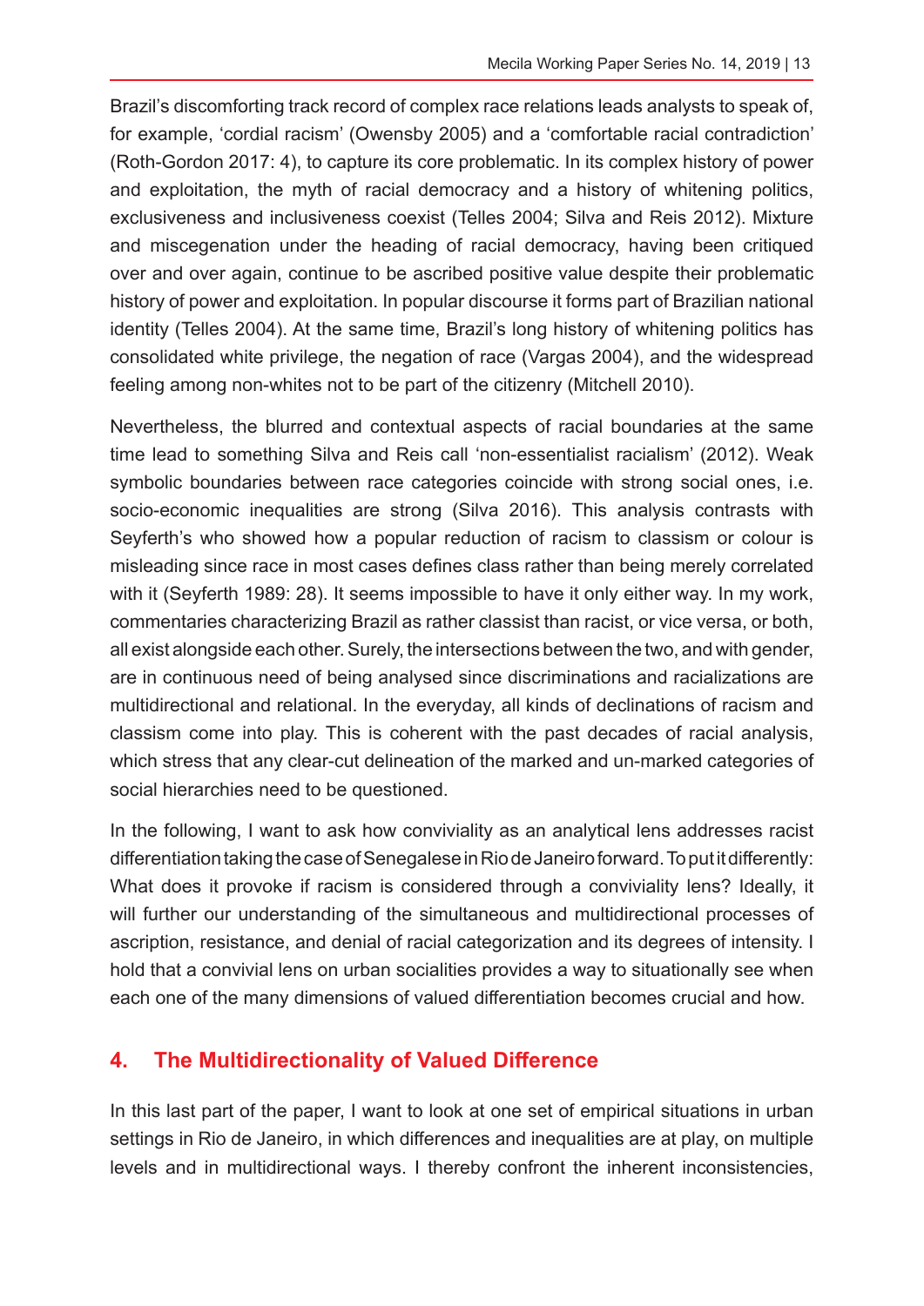Brazil's discomforting track record of complex race relations leads analysts to speak of, for example, 'cordial racism' (Owensby 2005) and a 'comfortable racial contradiction' (Roth-Gordon 2017: 4), to capture its core problematic. In its complex history of power and exploitation, the myth of racial democracy and a history of whitening politics, exclusiveness and inclusiveness coexist (Telles 2004; Silva and Reis 2012). Mixture and miscegenation under the heading of racial democracy, having been critiqued over and over again, continue to be ascribed positive value despite their problematic history of power and exploitation. In popular discourse it forms part of Brazilian national identity (Telles 2004). At the same time, Brazil's long history of whitening politics has consolidated white privilege, the negation of race (Vargas 2004), and the widespread feeling among non-whites not to be part of the citizenry (Mitchell 2010).

Nevertheless, the blurred and contextual aspects of racial boundaries at the same time lead to something Silva and Reis call 'non-essentialist racialism' (2012). Weak symbolic boundaries between race categories coincide with strong social ones, i.e. socio-economic inequalities are strong (Silva 2016). This analysis contrasts with Seyferth's who showed how a popular reduction of racism to classism or colour is misleading since race in most cases defines class rather than being merely correlated with it (Seyferth 1989: 28). It seems impossible to have it only either way. In my work, commentaries characterizing Brazil as rather classist than racist, or vice versa, or both, all exist alongside each other. Surely, the intersections between the two, and with gender, are in continuous need of being analysed since discriminations and racializations are multidirectional and relational. In the everyday, all kinds of declinations of racism and classism come into play. This is coherent with the past decades of racial analysis, which stress that any clear-cut delineation of the marked and un-marked categories of social hierarchies need to be questioned.

In the following, I want to ask how conviviality as an analytical lens addresses racist differentiation taking the case of Senegalese in Rio de Janeiro forward. To put it differently: What does it provoke if racism is considered through a conviviality lens? Ideally, it will further our understanding of the simultaneous and multidirectional processes of ascription, resistance, and denial of racial categorization and its degrees of intensity. I hold that a convivial lens on urban socialities provides a way to situationally see when each one of the many dimensions of valued differentiation becomes crucial and how.

## 4. The Multidirectionality of Valued Difference

In this last part of the paper, I want to look at one set of empirical situations in urban settings in Rio de Janeiro, in which differences and inequalities are at play, on multiple levels and in multidirectional ways. I thereby confront the inherent inconsistencies,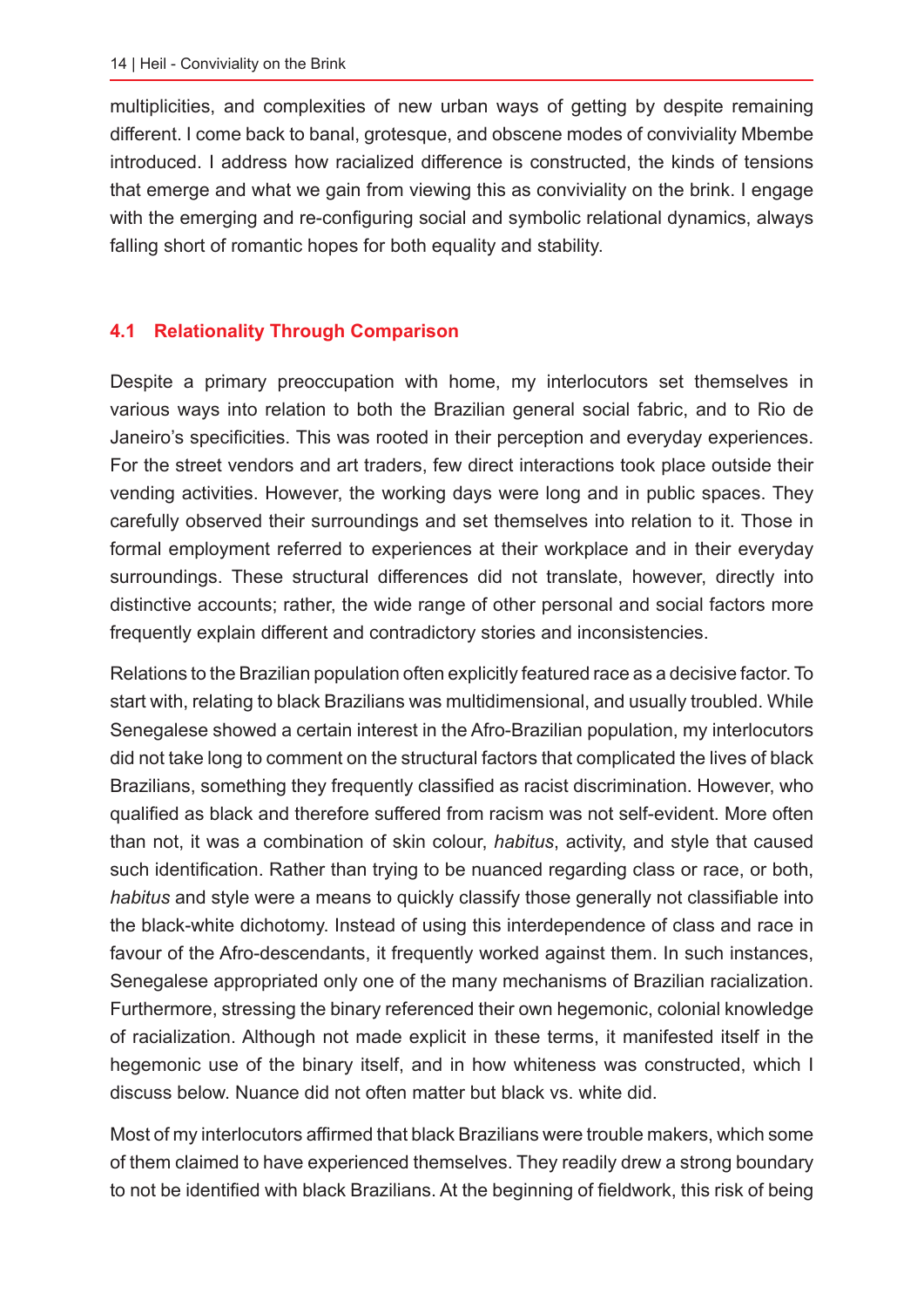multiplicities, and complexities of new urban ways of getting by despite remaining different. I come back to banal, grotesque, and obscene modes of conviviality Mbembe introduced. I address how racialized difference is constructed, the kinds of tensions that emerge and what we gain from viewing this as conviviality on the brink. I engage with the emerging and re-configuring social and symbolic relational dynamics, always falling short of romantic hopes for both equality and stability.

### 4.1 Relationality Through Comparison

Despite a primary preoccupation with home, my interlocutors set themselves in various ways into relation to both the Brazilian general social fabric, and to Rio de Janeiro's specificities. This was rooted in their perception and everyday experiences. For the street vendors and art traders, few direct interactions took place outside their vending activities. However, the working days were long and in public spaces. They carefully observed their surroundings and set themselves into relation to it. Those in formal employment referred to experiences at their workplace and in their everyday surroundings. These structural differences did not translate, however, directly into distinctive accounts; rather, the wide range of other personal and social factors more frequently explain different and contradictory stories and inconsistencies.

Relations to the Brazilian population often explicitly featured race as a decisive factor. To start with, relating to black Brazilians was multidimensional, and usually troubled. While Senegalese showed a certain interest in the Afro-Brazilian population, my interlocutors did not take long to comment on the structural factors that complicated the lives of black Brazilians, something they frequently classified as racist discrimination. However, who qualified as black and therefore suffered from racism was not self-evident. More often than not, it was a combination of skin colour, *habitus*, activity, and style that caused such identification. Rather than trying to be nuanced regarding class or race, or both, *habitus* and style were a means to quickly classify those generally not classifiable into the black-white dichotomy. Instead of using this interdependence of class and race in favour of the Afro-descendants, it frequently worked against them. In such instances, Senegalese appropriated only one of the many mechanisms of Brazilian racialization. Furthermore, stressing the binary referenced their own hegemonic, colonial knowledge of racialization. Although not made explicit in these terms, it manifested itself in the hegemonic use of the binary itself, and in how whiteness was constructed, which I discuss below. Nuance did not often matter but black vs. white did.

Most of my interlocutors affirmed that black Brazilians were trouble makers, which some of them claimed to have experienced themselves. They readily drew a strong boundary to not be identified with black Brazilians. At the beginning of fieldwork, this risk of being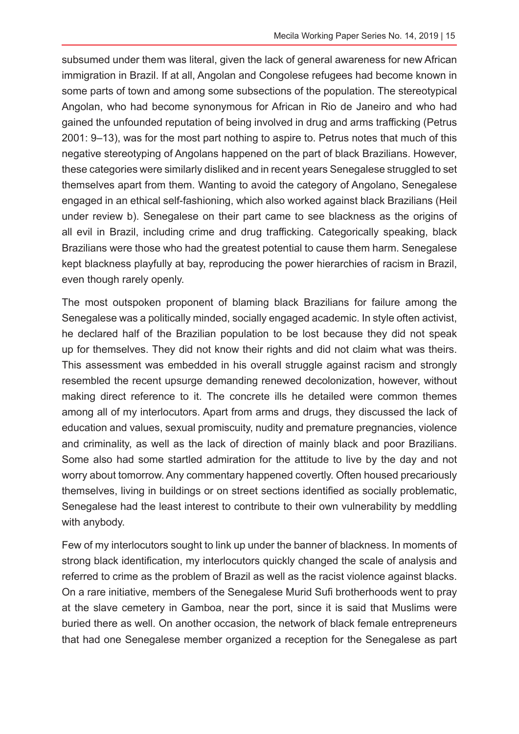subsumed under them was literal, given the lack of general awareness for new African immigration in Brazil. If at all, Angolan and Congolese refugees had become known in some parts of town and among some subsections of the population. The stereotypical Angolan, who had become synonymous for African in Rio de Janeiro and who had gained the unfounded reputation of being involved in drug and arms trafficking (Petrus 2001: 9–13), was for the most part nothing to aspire to. Petrus notes that much of this negative stereotyping of Angolans happened on the part of black Brazilians. However, these categories were similarly disliked and in recent years Senegalese struggled to set themselves apart from them. Wanting to avoid the category of Angolano, Senegalese engaged in an ethical self-fashioning, which also worked against black Brazilians (Heil under review b). Senegalese on their part came to see blackness as the origins of all evil in Brazil, including crime and drug trafficking. Categorically speaking, black Brazilians were those who had the greatest potential to cause them harm. Senegalese kept blackness playfully at bay, reproducing the power hierarchies of racism in Brazil, even though rarely openly.

The most outspoken proponent of blaming black Brazilians for failure among the Senegalese was a politically minded, socially engaged academic. In style often activist, he declared half of the Brazilian population to be lost because they did not speak up for themselves. They did not know their rights and did not claim what was theirs. This assessment was embedded in his overall struggle against racism and strongly resembled the recent upsurge demanding renewed decolonization, however, without making direct reference to it. The concrete ills he detailed were common themes among all of my interlocutors. Apart from arms and drugs, they discussed the lack of education and values, sexual promiscuity, nudity and premature pregnancies, violence and criminality, as well as the lack of direction of mainly black and poor Brazilians. Some also had some startled admiration for the attitude to live by the day and not worry about tomorrow. Any commentary happened covertly. Often housed precariously themselves, living in buildings or on street sections identified as socially problematic, Senegalese had the least interest to contribute to their own vulnerability by meddling with anybody.

Few of my interlocutors sought to link up under the banner of blackness. In moments of strong black identification, my interlocutors quickly changed the scale of analysis and referred to crime as the problem of Brazil as well as the racist violence against blacks. On a rare initiative, members of the Senegalese Murid Sufi brotherhoods went to pray at the slave cemetery in Gamboa, near the port, since it is said that Muslims were buried there as well. On another occasion, the network of black female entrepreneurs that had one Senegalese member organized a reception for the Senegalese as part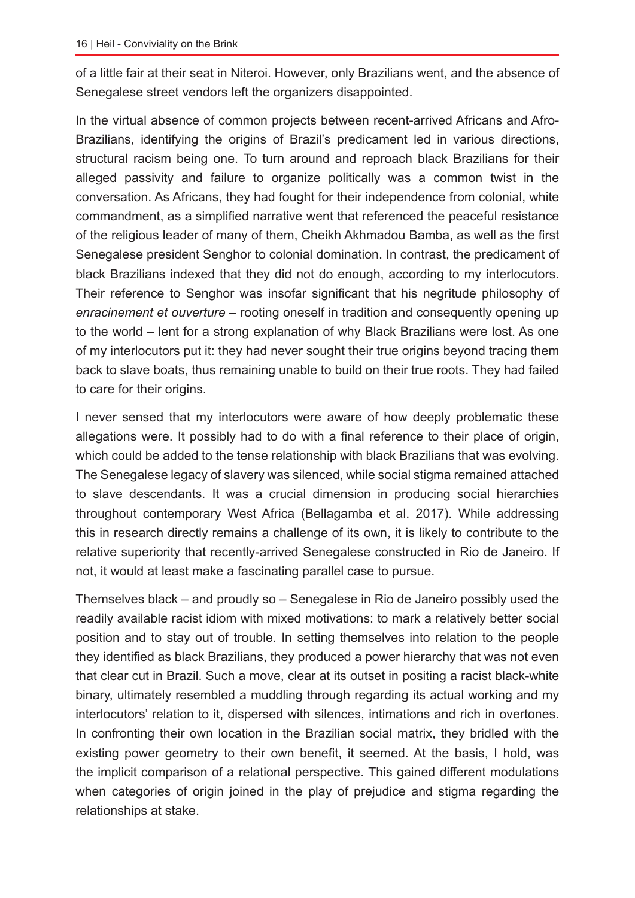of a little fair at their seat in Niteroi. However, only Brazilians went, and the absence of Senegalese street vendors left the organizers disappointed.

In the virtual absence of common projects between recent-arrived Africans and Afro-Brazilians, identifying the origins of Brazil's predicament led in various directions, structural racism being one. To turn around and reproach black Brazilians for their alleged passivity and failure to organize politically was a common twist in the conversation. As Africans, they had fought for their independence from colonial, white commandment, as a simplified narrative went that referenced the peaceful resistance of the religious leader of many of them, Cheikh Akhmadou Bamba, as well as the first Senegalese president Senghor to colonial domination. In contrast, the predicament of black Brazilians indexed that they did not do enough, according to my interlocutors. Their reference to Senghor was insofar significant that his negritude philosophy of *enracinement et ouverture* – rooting oneself in tradition and consequently opening up to the world – lent for a strong explanation of why Black Brazilians were lost. As one of my interlocutors put it: they had never sought their true origins beyond tracing them back to slave boats, thus remaining unable to build on their true roots. They had failed to care for their origins.

I never sensed that my interlocutors were aware of how deeply problematic these allegations were. It possibly had to do with a final reference to their place of origin, which could be added to the tense relationship with black Brazilians that was evolving. The Senegalese legacy of slavery was silenced, while social stigma remained attached to slave descendants. It was a crucial dimension in producing social hierarchies throughout contemporary West Africa (Bellagamba et al. 2017). While addressing this in research directly remains a challenge of its own, it is likely to contribute to the relative superiority that recently-arrived Senegalese constructed in Rio de Janeiro. If not, it would at least make a fascinating parallel case to pursue.

Themselves black – and proudly so – Senegalese in Rio de Janeiro possibly used the readily available racist idiom with mixed motivations: to mark a relatively better social position and to stay out of trouble. In setting themselves into relation to the people they identified as black Brazilians, they produced a power hierarchy that was not even that clear cut in Brazil. Such a move, clear at its outset in positing a racist black-white binary, ultimately resembled a muddling through regarding its actual working and my interlocutors' relation to it, dispersed with silences, intimations and rich in overtones. In confronting their own location in the Brazilian social matrix, they bridled with the existing power geometry to their own benefit, it seemed. At the basis, I hold, was the implicit comparison of a relational perspective. This gained different modulations when categories of origin joined in the play of prejudice and stigma regarding the relationships at stake.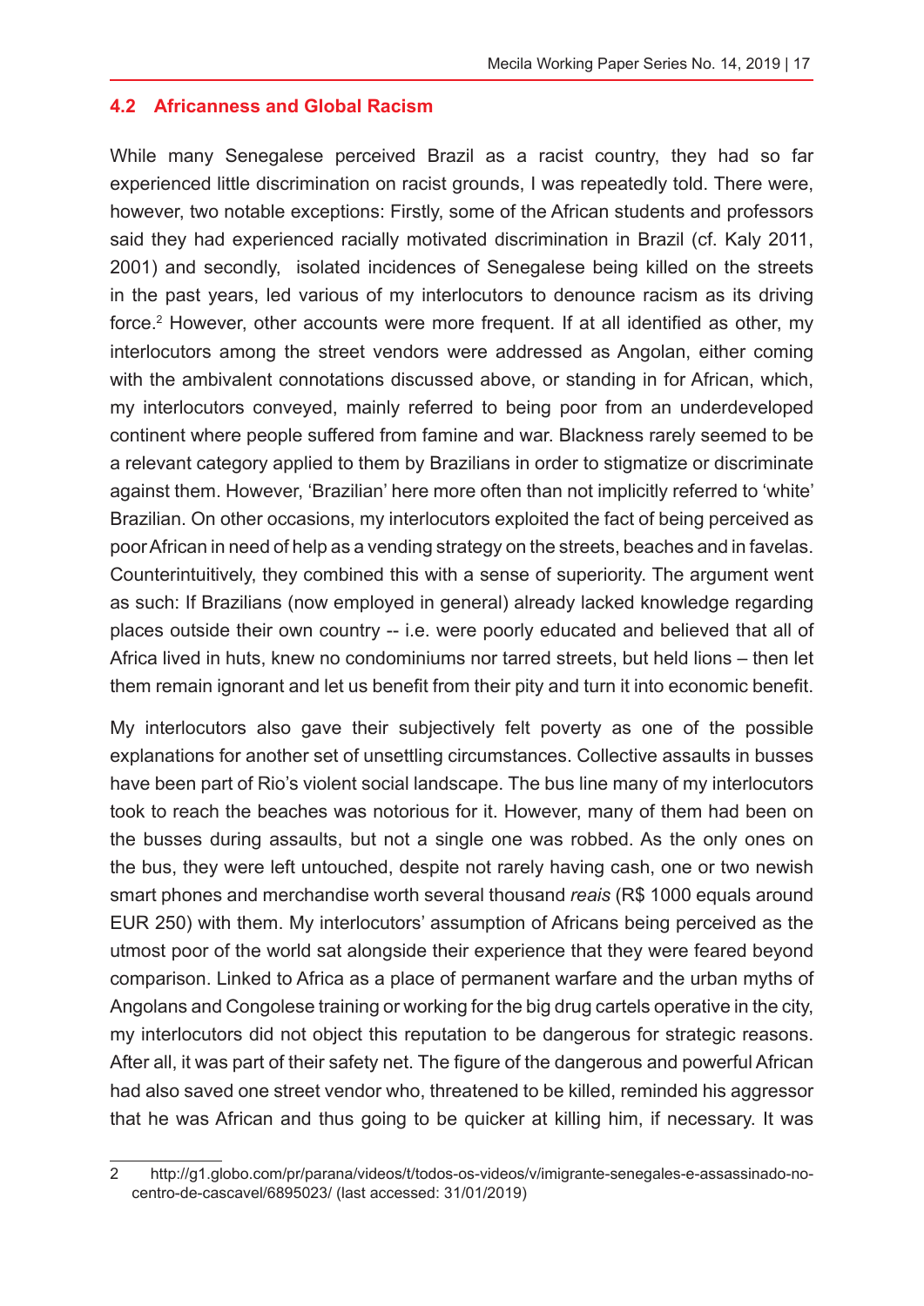## 4.2 Africanness and Global Racism

While many Senegalese perceived Brazil as a racist country, they had so far experienced little discrimination on racist grounds, I was repeatedly told. There were, however, two notable exceptions: Firstly, some of the African students and professors said they had experienced racially motivated discrimination in Brazil (cf. Kaly 2011, 2001) and secondly, isolated incidences of Senegalese being killed on the streets in the past years, led various of my interlocutors to denounce racism as its driving force.[2] However, other accounts were more frequent. If at all identified as other, my interlocutors among the street vendors were addressed as Angolan, either coming with the ambivalent connotations discussed above, or standing in for African, which, my interlocutors conveyed, mainly referred to being poor from an underdeveloped continent where people suffered from famine and war. Blackness rarely seemed to be a relevant category applied to them by Brazilians in order to stigmatize or discriminate against them. However, 'Brazilian' here more often than not implicitly referred to 'white' Brazilian. On other occasions, my interlocutors exploited the fact of being perceived as poor African in need of help as a vending strategy on the streets, beaches and in favelas. Counterintuitively, they combined this with a sense of superiority. The argument went as such: If Brazilians (now employed in general) already lacked knowledge regarding places outside their own country -- i.e. were poorly educated and believed that all of Africa lived in huts, knew no condominiums nor tarred streets, but held lions – then let them remain ignorant and let us benefit from their pity and turn it into economic benefit.

My interlocutors also gave their subjectively felt poverty as one of the possible explanations for another set of unsettling circumstances. Collective assaults in busses have been part of Rio's violent social landscape. The bus line many of my interlocutors took to reach the beaches was notorious for it. However, many of them had been on the busses during assaults, but not a single one was robbed. As the only ones on the bus, they were left untouched, despite not rarely having cash, one or two newish smart phones and merchandise worth several thousand *reais* (R$ 1000 equals around EUR 250) with them. My interlocutors' assumption of Africans being perceived as the utmost poor of the world sat alongside their experience that they were feared beyond comparison. Linked to Africa as a place of permanent warfare and the urban myths of Angolans and Congolese training or working for the big drug cartels operative in the city, my interlocutors did not object this reputation to be dangerous for strategic reasons. After all, it was part of their safety net. The figure of the dangerous and powerful African had also saved one street vendor who, threatened to be killed, reminded his aggressor that he was African and thus going to be quicker at killing him, if necessary. It was

---

2 http://g1.globo.com/pr/parana/videos/t/todos-os-videos/v/imigrante-senegales-e-assassinado-no-centro-de-cascavel/6895023/ (last accessed: 31/01/2019)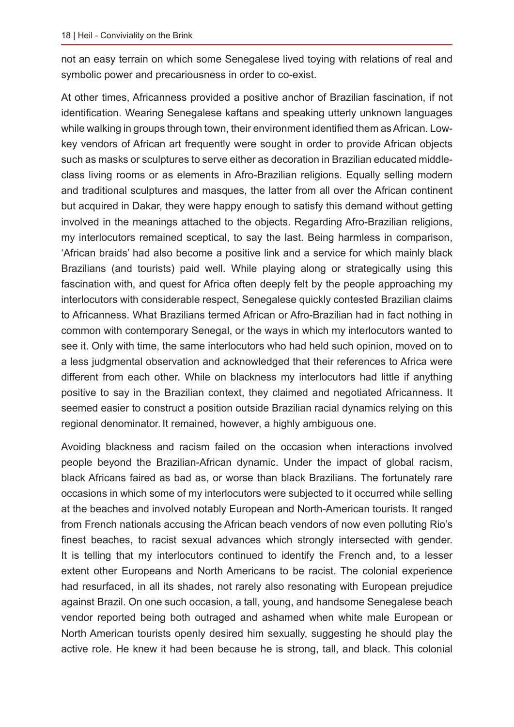not an easy terrain on which some Senegalese lived toying with relations of real and symbolic power and precariousness in order to co-exist.

At other times, Africanness provided a positive anchor of Brazilian fascination, if not identification. Wearing Senegalese kaftans and speaking utterly unknown languages while walking in groups through town, their environment identified them as African. Low-key vendors of African art frequently were sought in order to provide African objects such as masks or sculptures to serve either as decoration in Brazilian educated middle-class living rooms or as elements in Afro-Brazilian religions. Equally selling modern and traditional sculptures and masques, the latter from all over the African continent but acquired in Dakar, they were happy enough to satisfy this demand without getting involved in the meanings attached to the objects. Regarding Afro-Brazilian religions, my interlocutors remained sceptical, to say the last. Being harmless in comparison, 'African braids' had also become a positive link and a service for which mainly black Brazilians (and tourists) paid well. While playing along or strategically using this fascination with, and quest for Africa often deeply felt by the people approaching my interlocutors with considerable respect, Senegalese quickly contested Brazilian claims to Africanness. What Brazilians termed African or Afro-Brazilian had in fact nothing in common with contemporary Senegal, or the ways in which my interlocutors wanted to see it. Only with time, the same interlocutors who had held such opinion, moved on to a less judgmental observation and acknowledged that their references to Africa were different from each other. While on blackness my interlocutors had little if anything positive to say in the Brazilian context, they claimed and negotiated Africanness. It seemed easier to construct a position outside Brazilian racial dynamics relying on this regional denominator. It remained, however, a highly ambiguous one.

Avoiding blackness and racism failed on the occasion when interactions involved people beyond the Brazilian-African dynamic. Under the impact of global racism, black Africans faired as bad as, or worse than black Brazilians. The fortunately rare occasions in which some of my interlocutors were subjected to it occurred while selling at the beaches and involved notably European and North-American tourists. It ranged from French nationals accusing the African beach vendors of now even polluting Rio's finest beaches, to racist sexual advances which strongly intersected with gender. It is telling that my interlocutors continued to identify the French and, to a lesser extent other Europeans and North Americans to be racist. The colonial experience had resurfaced, in all its shades, not rarely also resonating with European prejudice against Brazil. On one such occasion, a tall, young, and handsome Senegalese beach vendor reported being both outraged and ashamed when white male European or North American tourists openly desired him sexually, suggesting he should play the active role. He knew it had been because he is strong, tall, and black. This colonial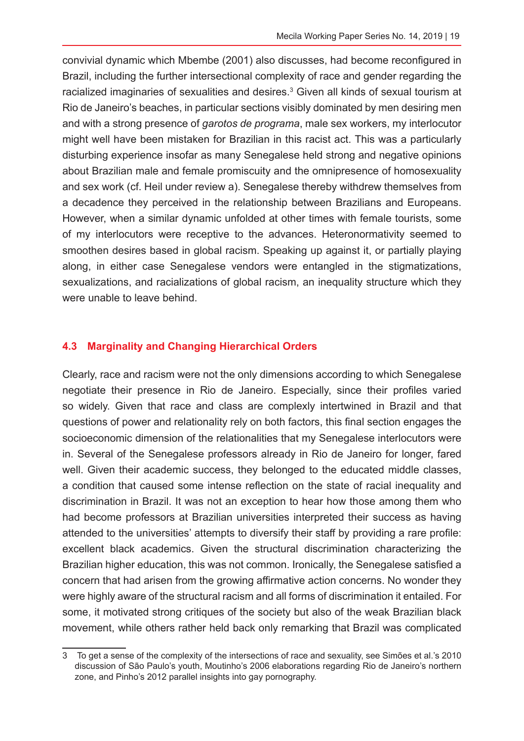convivial dynamic which Mbembe (2001) also discusses, had become reconfigured in Brazil, including the further intersectional complexity of race and gender regarding the racialized imaginaries of sexualities and desires.[3] Given all kinds of sexual tourism at Rio de Janeiro's beaches, in particular sections visibly dominated by men desiring men and with a strong presence of *garotos de programa*, male sex workers, my interlocutor might well have been mistaken for Brazilian in this racist act. This was a particularly disturbing experience insofar as many Senegalese held strong and negative opinions about Brazilian male and female promiscuity and the omnipresence of homosexuality and sex work (cf. Heil under review a). Senegalese thereby withdrew themselves from a decadence they perceived in the relationship between Brazilians and Europeans. However, when a similar dynamic unfolded at other times with female tourists, some of my interlocutors were receptive to the advances. Heteronormativity seemed to smoothen desires based in global racism. Speaking up against it, or partially playing along, in either case Senegalese vendors were entangled in the stigmatizations, sexualizations, and racializations of global racism, an inequality structure which they were unable to leave behind.

### 4.3 Marginality and Changing Hierarchical Orders

Clearly, race and racism were not the only dimensions according to which Senegalese negotiate their presence in Rio de Janeiro. Especially, since their profiles varied so widely. Given that race and class are complexly intertwined in Brazil and that questions of power and relationality rely on both factors, this final section engages the socioeconomic dimension of the relationalities that my Senegalese interlocutors were in. Several of the Senegalese professors already in Rio de Janeiro for longer, fared well. Given their academic success, they belonged to the educated middle classes, a condition that caused some intense reflection on the state of racial inequality and discrimination in Brazil. It was not an exception to hear how those among them who had become professors at Brazilian universities interpreted their success as having attended to the universities' attempts to diversify their staff by providing a rare profile: excellent black academics. Given the structural discrimination characterizing the Brazilian higher education, this was not common. Ironically, the Senegalese satisfied a concern that had arisen from the growing affirmative action concerns. No wonder they were highly aware of the structural racism and all forms of discrimination it entailed. For some, it motivated strong critiques of the society but also of the weak Brazilian black movement, while others rather held back only remarking that Brazil was complicated

---

3 To get a sense of the complexity of the intersections of race and sexuality, see Simões et al.'s 2010 discussion of São Paulo's youth, Moutinho's 2006 elaborations regarding Rio de Janeiro's northern zone, and Pinho's 2012 parallel insights into gay pornography.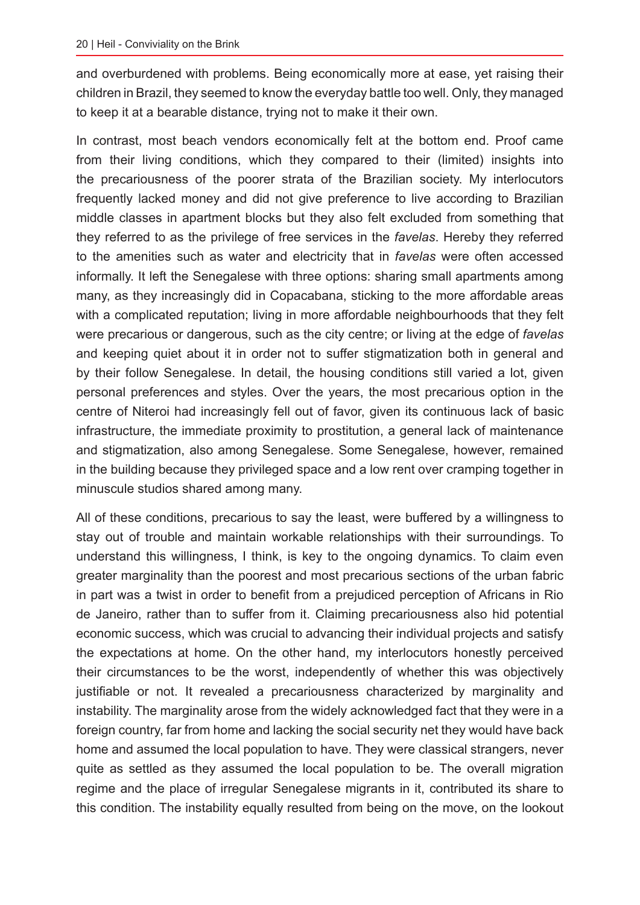and overburdened with problems. Being economically more at ease, yet raising their children in Brazil, they seemed to know the everyday battle too well. Only, they managed to keep it at a bearable distance, trying not to make it their own.

In contrast, most beach vendors economically felt at the bottom end. Proof came from their living conditions, which they compared to their (limited) insights into the precariousness of the poorer strata of the Brazilian society. My interlocutors frequently lacked money and did not give preference to live according to Brazilian middle classes in apartment blocks but they also felt excluded from something that they referred to as the privilege of free services in the *favelas*. Hereby they referred to the amenities such as water and electricity that in *favelas* were often accessed informally. It left the Senegalese with three options: sharing small apartments among many, as they increasingly did in Copacabana, sticking to the more affordable areas with a complicated reputation; living in more affordable neighbourhoods that they felt were precarious or dangerous, such as the city centre; or living at the edge of *favelas* and keeping quiet about it in order not to suffer stigmatization both in general and by their follow Senegalese. In detail, the housing conditions still varied a lot, given personal preferences and styles. Over the years, the most precarious option in the centre of Niteroi had increasingly fell out of favor, given its continuous lack of basic infrastructure, the immediate proximity to prostitution, a general lack of maintenance and stigmatization, also among Senegalese. Some Senegalese, however, remained in the building because they privileged space and a low rent over cramping together in minuscule studios shared among many.

All of these conditions, precarious to say the least, were buffered by a willingness to stay out of trouble and maintain workable relationships with their surroundings. To understand this willingness, I think, is key to the ongoing dynamics. To claim even greater marginality than the poorest and most precarious sections of the urban fabric in part was a twist in order to benefit from a prejudiced perception of Africans in Rio de Janeiro, rather than to suffer from it. Claiming precariousness also hid potential economic success, which was crucial to advancing their individual projects and satisfy the expectations at home. On the other hand, my interlocutors honestly perceived their circumstances to be the worst, independently of whether this was objectively justifiable or not. It revealed a precariousness characterized by marginality and instability. The marginality arose from the widely acknowledged fact that they were in a foreign country, far from home and lacking the social security net they would have back home and assumed the local population to have. They were classical strangers, never quite as settled as they assumed the local population to be. The overall migration regime and the place of irregular Senegalese migrants in it, contributed its share to this condition. The instability equally resulted from being on the move, on the lookout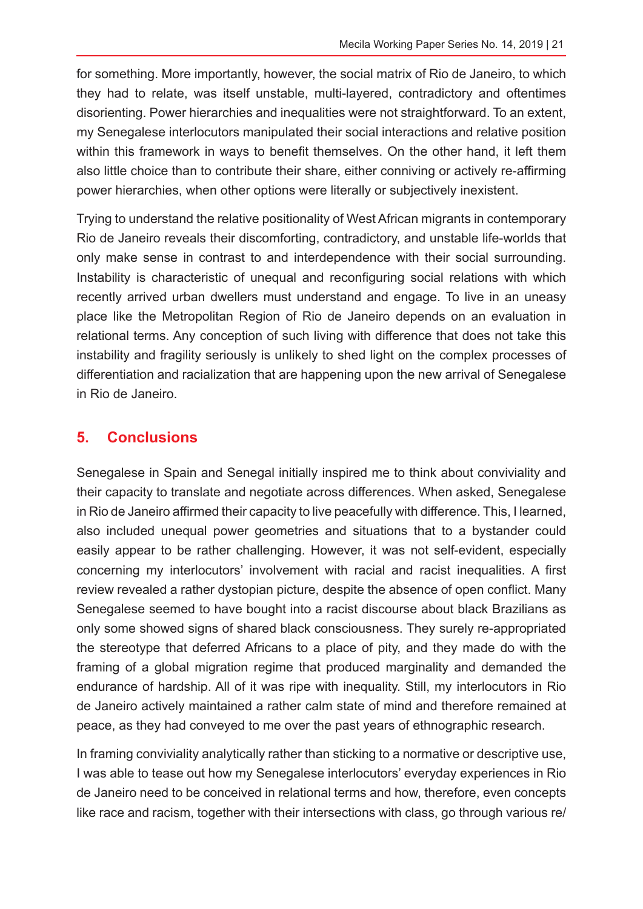for something. More importantly, however, the social matrix of Rio de Janeiro, to which they had to relate, was itself unstable, multi-layered, contradictory and oftentimes disorienting. Power hierarchies and inequalities were not straightforward. To an extent, my Senegalese interlocutors manipulated their social interactions and relative position within this framework in ways to benefit themselves. On the other hand, it left them also little choice than to contribute their share, either conniving or actively re-affirming power hierarchies, when other options were literally or subjectively inexistent.

Trying to understand the relative positionality of West African migrants in contemporary Rio de Janeiro reveals their discomforting, contradictory, and unstable life-worlds that only make sense in contrast to and interdependence with their social surrounding. Instability is characteristic of unequal and reconfiguring social relations with which recently arrived urban dwellers must understand and engage. To live in an uneasy place like the Metropolitan Region of Rio de Janeiro depends on an evaluation in relational terms. Any conception of such living with difference that does not take this instability and fragility seriously is unlikely to shed light on the complex processes of differentiation and racialization that are happening upon the new arrival of Senegalese in Rio de Janeiro.

## 5. Conclusions

Senegalese in Spain and Senegal initially inspired me to think about conviviality and their capacity to translate and negotiate across differences. When asked, Senegalese in Rio de Janeiro affirmed their capacity to live peacefully with difference. This, I learned, also included unequal power geometries and situations that to a bystander could easily appear to be rather challenging. However, it was not self-evident, especially concerning my interlocutors' involvement with racial and racist inequalities. A first review revealed a rather dystopian picture, despite the absence of open conflict. Many Senegalese seemed to have bought into a racist discourse about black Brazilians as only some showed signs of shared black consciousness. They surely re-appropriated the stereotype that deferred Africans to a place of pity, and they made do with the framing of a global migration regime that produced marginality and demanded the endurance of hardship. All of it was ripe with inequality. Still, my interlocutors in Rio de Janeiro actively maintained a rather calm state of mind and therefore remained at peace, as they had conveyed to me over the past years of ethnographic research.

In framing conviviality analytically rather than sticking to a normative or descriptive use, I was able to tease out how my Senegalese interlocutors' everyday experiences in Rio de Janeiro need to be conceived in relational terms and how, therefore, even concepts like race and racism, together with their intersections with class, go through various re/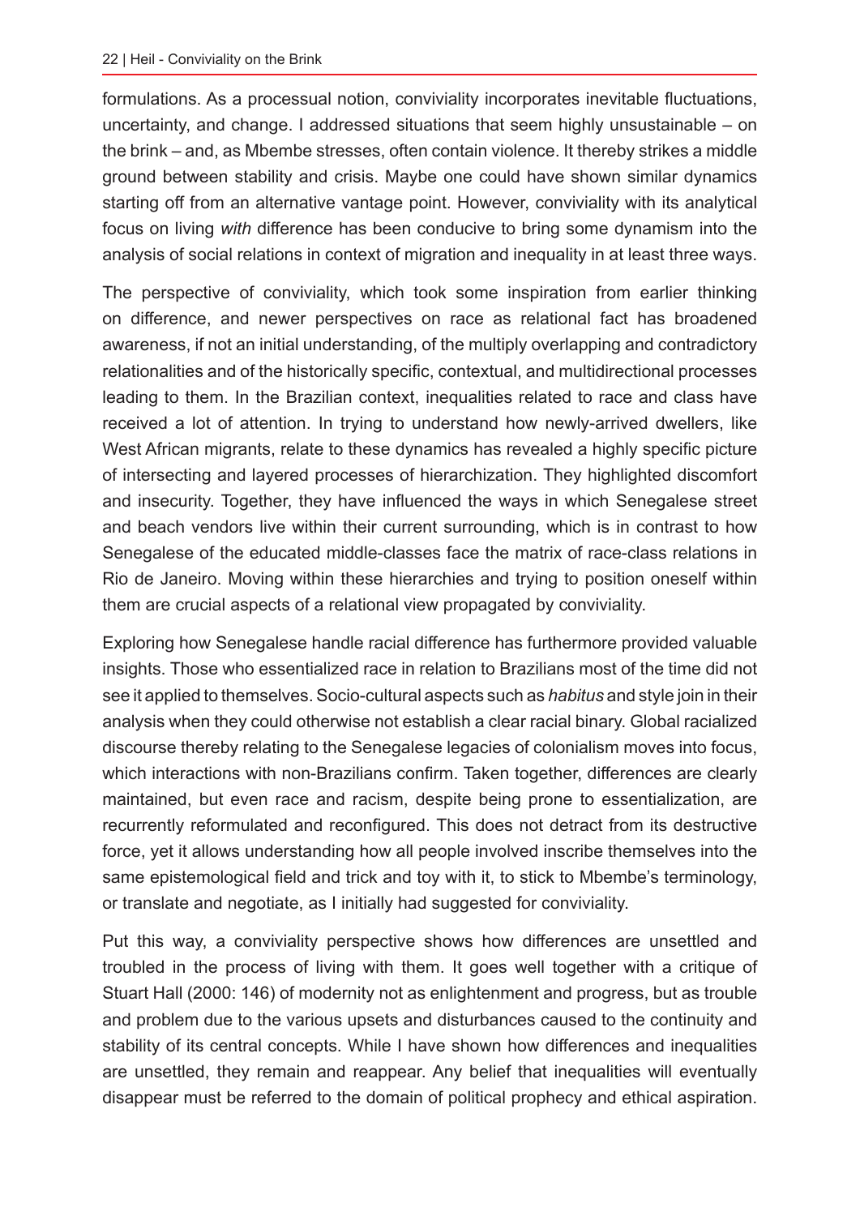formulations. As a processual notion, conviviality incorporates inevitable fluctuations, uncertainty, and change. I addressed situations that seem highly unsustainable – on the brink – and, as Mbembe stresses, often contain violence. It thereby strikes a middle ground between stability and crisis. Maybe one could have shown similar dynamics starting off from an alternative vantage point. However, conviviality with its analytical focus on living *with* difference has been conducive to bring some dynamism into the analysis of social relations in context of migration and inequality in at least three ways.

The perspective of conviviality, which took some inspiration from earlier thinking on difference, and newer perspectives on race as relational fact has broadened awareness, if not an initial understanding, of the multiply overlapping and contradictory relationalities and of the historically specific, contextual, and multidirectional processes leading to them. In the Brazilian context, inequalities related to race and class have received a lot of attention. In trying to understand how newly-arrived dwellers, like West African migrants, relate to these dynamics has revealed a highly specific picture of intersecting and layered processes of hierarchization. They highlighted discomfort and insecurity. Together, they have influenced the ways in which Senegalese street and beach vendors live within their current surrounding, which is in contrast to how Senegalese of the educated middle-classes face the matrix of race-class relations in Rio de Janeiro. Moving within these hierarchies and trying to position oneself within them are crucial aspects of a relational view propagated by conviviality.

Exploring how Senegalese handle racial difference has furthermore provided valuable insights. Those who essentialized race in relation to Brazilians most of the time did not see it applied to themselves. Socio-cultural aspects such as *habitus* and style join in their analysis when they could otherwise not establish a clear racial binary. Global racialized discourse thereby relating to the Senegalese legacies of colonialism moves into focus, which interactions with non-Brazilians confirm. Taken together, differences are clearly maintained, but even race and racism, despite being prone to essentialization, are recurrently reformulated and reconfigured. This does not detract from its destructive force, yet it allows understanding how all people involved inscribe themselves into the same epistemological field and trick and toy with it, to stick to Mbembe's terminology, or translate and negotiate, as I initially had suggested for conviviality.

Put this way, a conviviality perspective shows how differences are unsettled and troubled in the process of living with them. It goes well together with a critique of Stuart Hall (2000: 146) of modernity not as enlightenment and progress, but as trouble and problem due to the various upsets and disturbances caused to the continuity and stability of its central concepts. While I have shown how differences and inequalities are unsettled, they remain and reappear. Any belief that inequalities will eventually disappear must be referred to the domain of political prophecy and ethical aspiration.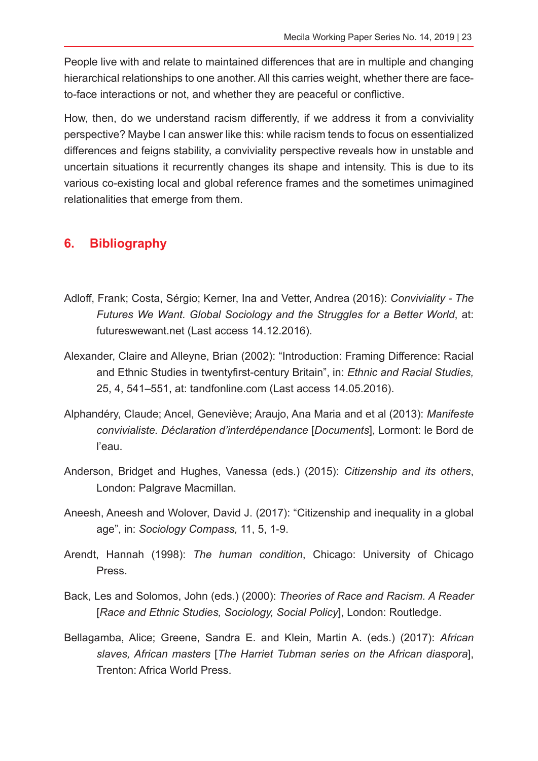People live with and relate to maintained differences that are in multiple and changing hierarchical relationships to one another. All this carries weight, whether there are face-to-face interactions or not, and whether they are peaceful or conflictive.

How, then, do we understand racism differently, if we address it from a conviviality perspective? Maybe I can answer like this: while racism tends to focus on essentialized differences and feigns stability, a conviviality perspective reveals how in unstable and uncertain situations it recurrently changes its shape and intensity. This is due to its various co-existing local and global reference frames and the sometimes unimagined relationalities that emerge from them.

## 6. Bibliography

Adloff, Frank; Costa, Sérgio; Kerner, Ina and Vetter, Andrea (2016): *Conviviality - The Futures We Want. Global Sociology and the Struggles for a Better World*, at: futureswewant.net (Last access 14.12.2016).

Alexander, Claire and Alleyne, Brian (2002): "Introduction: Framing Difference: Racial and Ethnic Studies in twentyfirst-century Britain", in: *Ethnic and Racial Studies,* 25, 4, 541–551, at: tandfonline.com (Last access 14.05.2016).

Alphandéry, Claude; Ancel, Geneviève; Araujo, Ana Maria and et al (2013): *Manifeste convivialiste. Déclaration d'interdépendance* [*Documents*], Lormont: le Bord de l'eau.

Anderson, Bridget and Hughes, Vanessa (eds.) (2015): *Citizenship and its others*, London: Palgrave Macmillan.

Aneesh, Aneesh and Wolover, David J. (2017): "Citizenship and inequality in a global age", in: *Sociology Compass,* 11, 5, 1-9.

Arendt, Hannah (1998): *The human condition*, Chicago: University of Chicago Press.

Back, Les and Solomos, John (eds.) (2000): *Theories of Race and Racism. A Reader* [*Race and Ethnic Studies, Sociology, Social Policy*], London: Routledge.

Bellagamba, Alice; Greene, Sandra E. and Klein, Martin A. (eds.) (2017): *African slaves, African masters* [*The Harriet Tubman series on the African diaspora*], Trenton: Africa World Press.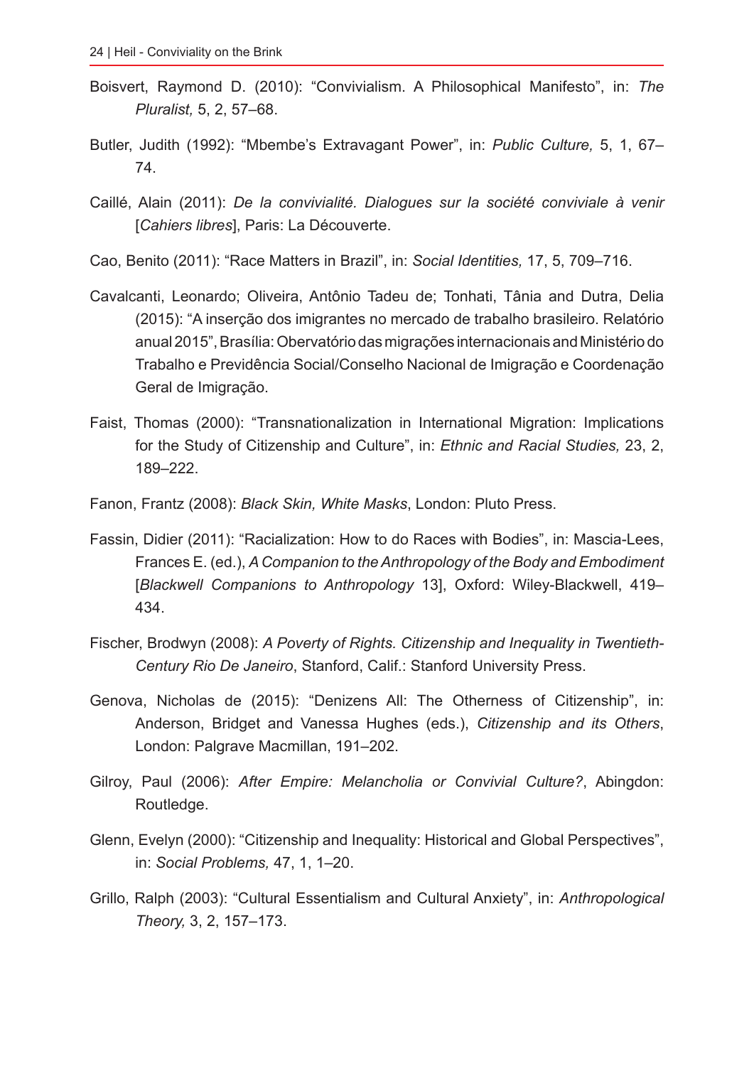Boisvert, Raymond D. (2010): "Convivialism. A Philosophical Manifesto", in: *The Pluralist,* 5, 2, 57–68.

Butler, Judith (1992): "Mbembe's Extravagant Power", in: *Public Culture,* 5, 1, 67–74.

Caillé, Alain (2011): *De la convivialité. Dialogues sur la société conviviale à venir* [*Cahiers libres*], Paris: La Découverte.

Cao, Benito (2011): "Race Matters in Brazil", in: *Social Identities,* 17, 5, 709–716.

Cavalcanti, Leonardo; Oliveira, Antônio Tadeu de; Tonhati, Tânia and Dutra, Delia (2015): "A inserção dos imigrantes no mercado de trabalho brasileiro. Relatório anual 2015", Brasília: Obervatório das migrações internacionais and Ministério do Trabalho e Previdência Social/Conselho Nacional de Imigração e Coordenação Geral de Imigração.

Faist, Thomas (2000): "Transnationalization in International Migration: Implications for the Study of Citizenship and Culture", in: *Ethnic and Racial Studies,* 23, 2, 189–222.

Fanon, Frantz (2008): *Black Skin, White Masks*, London: Pluto Press.

Fassin, Didier (2011): "Racialization: How to do Races with Bodies", in: Mascia-Lees, Frances E. (ed.), *A Companion to the Anthropology of the Body and Embodiment* [*Blackwell Companions to Anthropology* 13], Oxford: Wiley-Blackwell, 419–434.

Fischer, Brodwyn (2008): *A Poverty of Rights. Citizenship and Inequality in Twentieth-Century Rio De Janeiro*, Stanford, Calif.: Stanford University Press.

Genova, Nicholas de (2015): "Denizens All: The Otherness of Citizenship", in: Anderson, Bridget and Vanessa Hughes (eds.), *Citizenship and its Others*, London: Palgrave Macmillan, 191–202.

Gilroy, Paul (2006): *After Empire: Melancholia or Convivial Culture?*, Abingdon: Routledge.

Glenn, Evelyn (2000): "Citizenship and Inequality: Historical and Global Perspectives", in: *Social Problems,* 47, 1, 1–20.

Grillo, Ralph (2003): "Cultural Essentialism and Cultural Anxiety", in: *Anthropological Theory,* 3, 2, 157–173.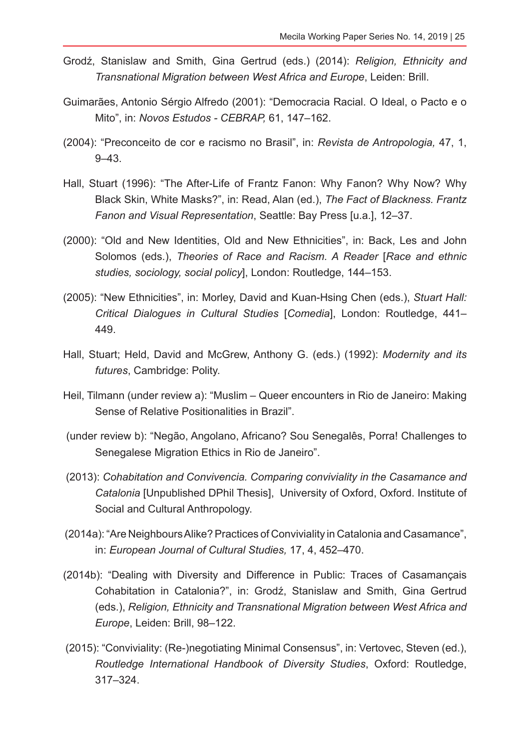Grodź, Stanislaw and Smith, Gina Gertrud (eds.) (2014): *Religion, Ethnicity and Transnational Migration between West Africa and Europe*, Leiden: Brill.

Guimarães, Antonio Sérgio Alfredo (2001): "Democracia Racial. O Ideal, o Pacto e o Mito", in: *Novos Estudos - CEBRAP,* 61, 147–162.

(2004): "Preconceito de cor e racismo no Brasil", in: *Revista de Antropologia,* 47, 1, 9–43.

Hall, Stuart (1996): "The After-Life of Frantz Fanon: Why Fanon? Why Now? Why Black Skin, White Masks?", in: Read, Alan (ed.), *The Fact of Blackness. Frantz Fanon and Visual Representation*, Seattle: Bay Press [u.a.], 12–37.

(2000): "Old and New Identities, Old and New Ethnicities", in: Back, Les and John Solomos (eds.), *Theories of Race and Racism. A Reader* [*Race and ethnic studies, sociology, social policy*], London: Routledge, 144–153.

(2005): "New Ethnicities", in: Morley, David and Kuan-Hsing Chen (eds.), *Stuart Hall: Critical Dialogues in Cultural Studies* [*Comedia*], London: Routledge, 441–449.

Hall, Stuart; Held, David and McGrew, Anthony G. (eds.) (1992): *Modernity and its futures*, Cambridge: Polity.

Heil, Tilmann (under review a): "Muslim – Queer encounters in Rio de Janeiro: Making Sense of Relative Positionalities in Brazil".

(under review b): "Negão, Angolano, Africano? Sou Senegalês, Porra! Challenges to Senegalese Migration Ethics in Rio de Janeiro".

(2013): *Cohabitation and Convivencia. Comparing conviviality in the Casamance and Catalonia* [Unpublished DPhil Thesis], University of Oxford, Oxford. Institute of Social and Cultural Anthropology.

(2014a): "Are Neighbours Alike? Practices of Conviviality in Catalonia and Casamance", in: *European Journal of Cultural Studies,* 17, 4, 452–470.

(2014b): "Dealing with Diversity and Difference in Public: Traces of Casamançais Cohabitation in Catalonia?", in: Grodź, Stanislaw and Smith, Gina Gertrud (eds.), *Religion, Ethnicity and Transnational Migration between West Africa and Europe*, Leiden: Brill, 98–122.

(2015): "Conviviality: (Re-)negotiating Minimal Consensus", in: Vertovec, Steven (ed.), *Routledge International Handbook of Diversity Studies*, Oxford: Routledge, 317–324.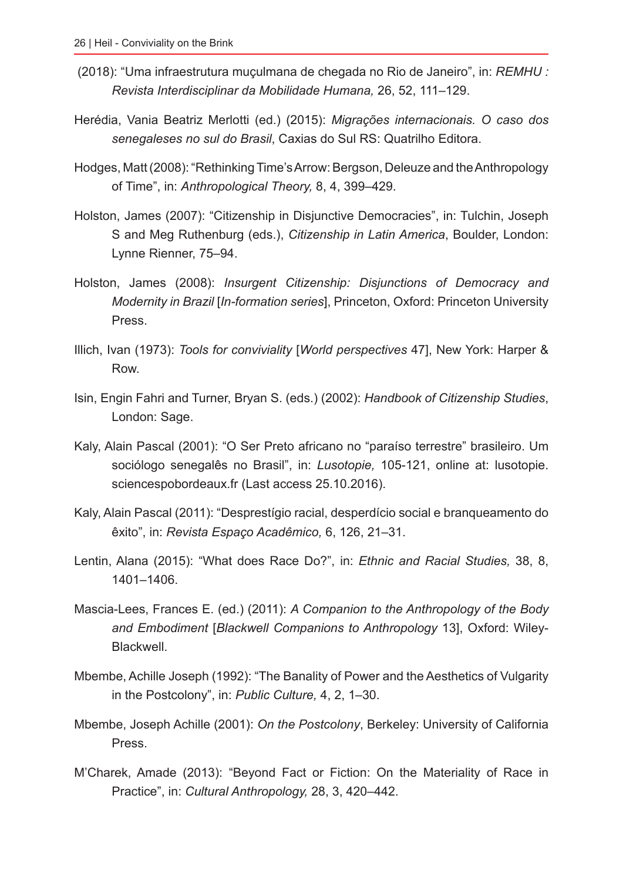(2018): "Uma infraestrutura muçulmana de chegada no Rio de Janeiro", in: *REMHU : Revista Interdisciplinar da Mobilidade Humana,* 26, 52, 111–129.

Herédia, Vania Beatriz Merlotti (ed.) (2015): *Migrações internacionais. O caso dos senegaleses no sul do Brasil*, Caxias do Sul RS: Quatrilho Editora.

Hodges, Matt (2008): "Rethinking Time's Arrow: Bergson, Deleuze and the Anthropology of Time", in: *Anthropological Theory,* 8, 4, 399–429.

Holston, James (2007): "Citizenship in Disjunctive Democracies", in: Tulchin, Joseph S and Meg Ruthenburg (eds.), *Citizenship in Latin America*, Boulder, London: Lynne Rienner, 75–94.

Holston, James (2008): *Insurgent Citizenship: Disjunctions of Democracy and Modernity in Brazil* [*In-formation series*], Princeton, Oxford: Princeton University Press.

Illich, Ivan (1973): *Tools for conviviality* [*World perspectives* 47], New York: Harper & Row.

Isin, Engin Fahri and Turner, Bryan S. (eds.) (2002): *Handbook of Citizenship Studies*, London: Sage.

Kaly, Alain Pascal (2001): "O Ser Preto africano no "paraíso terrestre" brasileiro. Um sociólogo senegalês no Brasil", in: *Lusotopie,* 105-121, online at: lusotopie.sciencespobordeaux.fr (Last access 25.10.2016).

Kaly, Alain Pascal (2011): "Desprestígio racial, desperdício social e branqueamento do êxito", in: *Revista Espaço Acadêmico,* 6, 126, 21–31.

Lentin, Alana (2015): "What does Race Do?", in: *Ethnic and Racial Studies,* 38, 8, 1401–1406.

Mascia-Lees, Frances E. (ed.) (2011): *A Companion to the Anthropology of the Body and Embodiment* [*Blackwell Companions to Anthropology* 13], Oxford: Wiley-Blackwell.

Mbembe, Achille Joseph (1992): "The Banality of Power and the Aesthetics of Vulgarity in the Postcolony", in: *Public Culture,* 4, 2, 1–30.

Mbembe, Joseph Achille (2001): *On the Postcolony*, Berkeley: University of California Press.

M'Charek, Amade (2013): "Beyond Fact or Fiction: On the Materiality of Race in Practice", in: *Cultural Anthropology,* 28, 3, 420–442.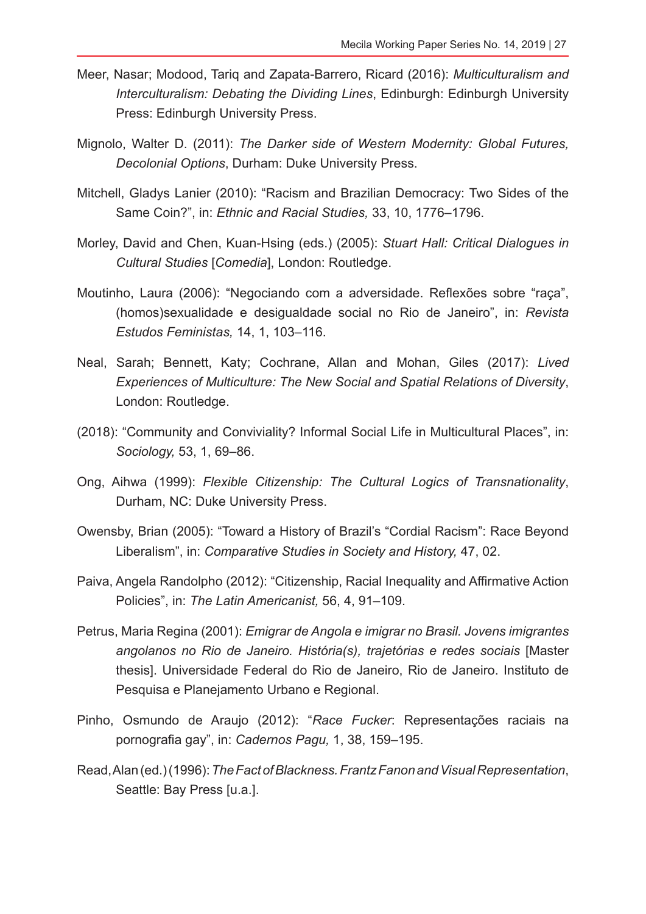Meer, Nasar; Modood, Tariq and Zapata-Barrero, Ricard (2016): *Multiculturalism and Interculturalism: Debating the Dividing Lines*, Edinburgh: Edinburgh University Press: Edinburgh University Press.

Mignolo, Walter D. (2011): *The Darker side of Western Modernity: Global Futures, Decolonial Options*, Durham: Duke University Press.

Mitchell, Gladys Lanier (2010): "Racism and Brazilian Democracy: Two Sides of the Same Coin?", in: *Ethnic and Racial Studies,* 33, 10, 1776–1796.

Morley, David and Chen, Kuan-Hsing (eds.) (2005): *Stuart Hall: Critical Dialogues in Cultural Studies* [*Comedia*], London: Routledge.

Moutinho, Laura (2006): "Negociando com a adversidade. Reflexões sobre "raça", (homos)sexualidade e desigualdade social no Rio de Janeiro", in: *Revista Estudos Feministas,* 14, 1, 103–116.

Neal, Sarah; Bennett, Katy; Cochrane, Allan and Mohan, Giles (2017): *Lived Experiences of Multiculture: The New Social and Spatial Relations of Diversity*, London: Routledge.

(2018): "Community and Conviviality? Informal Social Life in Multicultural Places", in: *Sociology,* 53, 1, 69–86.

Ong, Aihwa (1999): *Flexible Citizenship: The Cultural Logics of Transnationality*, Durham, NC: Duke University Press.

Owensby, Brian (2005): "Toward a History of Brazil's "Cordial Racism": Race Beyond Liberalism", in: *Comparative Studies in Society and History,* 47, 02.

Paiva, Angela Randolpho (2012): "Citizenship, Racial Inequality and Affirmative Action Policies", in: *The Latin Americanist,* 56, 4, 91–109.

Petrus, Maria Regina (2001): *Emigrar de Angola e imigrar no Brasil. Jovens imigrantes angolanos no Rio de Janeiro. História(s), trajetórias e redes sociais* [Master thesis]. Universidade Federal do Rio de Janeiro, Rio de Janeiro. Instituto de Pesquisa e Planejamento Urbano e Regional.

Pinho, Osmundo de Araujo (2012): "*Race Fucker*: Representações raciais na pornografia gay", in: *Cadernos Pagu,* 1, 38, 159–195.

Read, Alan (ed.) (1996): *The Fact of Blackness. Frantz Fanon and Visual Representation*, Seattle: Bay Press [u.a.].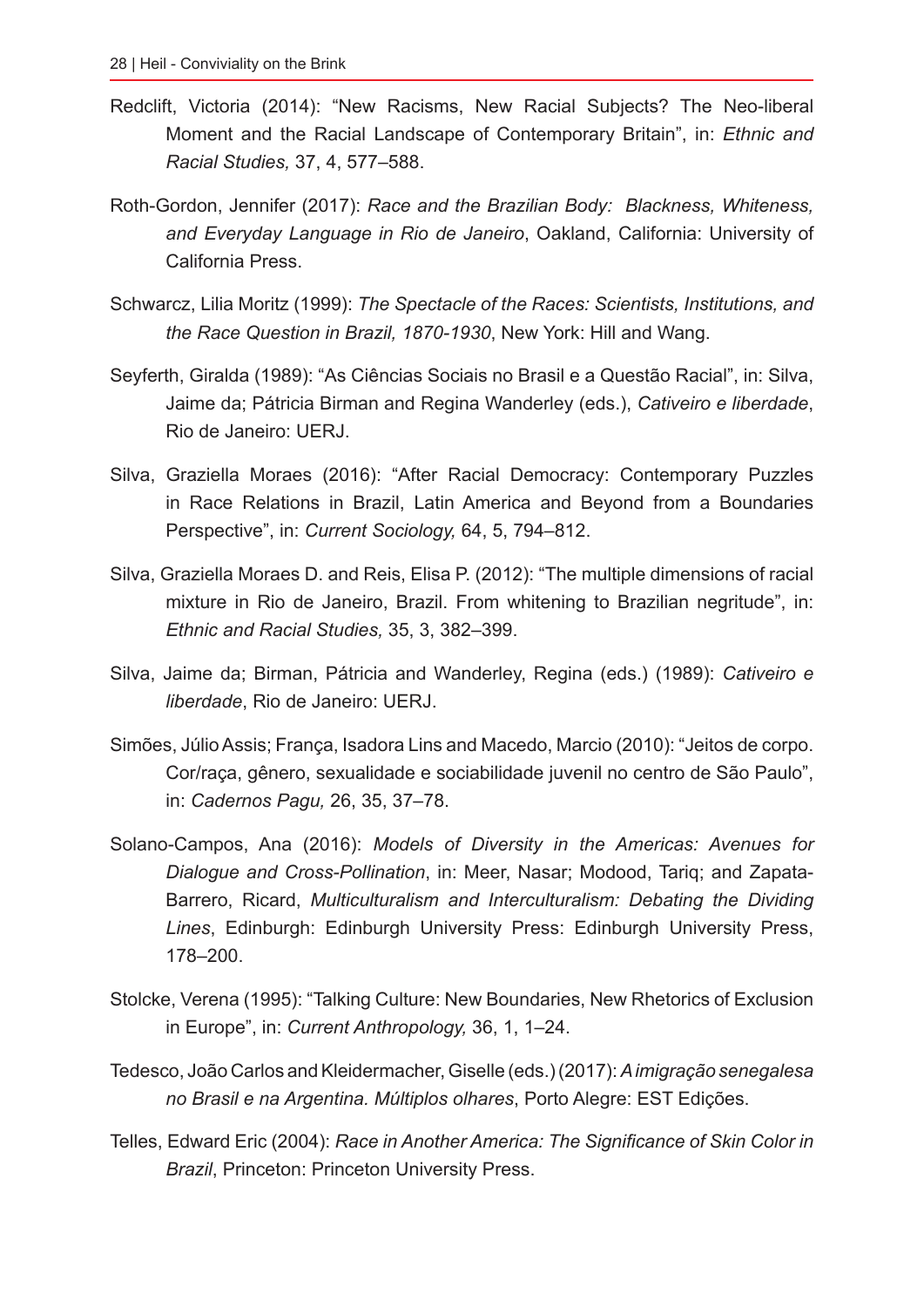Redclift, Victoria (2014): "New Racisms, New Racial Subjects? The Neo-liberal Moment and the Racial Landscape of Contemporary Britain", in: *Ethnic and Racial Studies,* 37, 4, 577–588.

Roth-Gordon, Jennifer (2017): *Race and the Brazilian Body: Blackness, Whiteness, and Everyday Language in Rio de Janeiro*, Oakland, California: University of California Press.

Schwarcz, Lilia Moritz (1999): *The Spectacle of the Races: Scientists, Institutions, and the Race Question in Brazil, 1870-1930*, New York: Hill and Wang.

Seyferth, Giralda (1989): "As Ciências Sociais no Brasil e a Questão Racial", in: Silva, Jaime da; Pátricia Birman and Regina Wanderley (eds.), *Cativeiro e liberdade*, Rio de Janeiro: UERJ.

Silva, Graziella Moraes (2016): "After Racial Democracy: Contemporary Puzzles in Race Relations in Brazil, Latin America and Beyond from a Boundaries Perspective", in: *Current Sociology,* 64, 5, 794–812.

Silva, Graziella Moraes D. and Reis, Elisa P. (2012): "The multiple dimensions of racial mixture in Rio de Janeiro, Brazil. From whitening to Brazilian negritude", in: *Ethnic and Racial Studies,* 35, 3, 382–399.

Silva, Jaime da; Birman, Pátricia and Wanderley, Regina (eds.) (1989): *Cativeiro e liberdade*, Rio de Janeiro: UERJ.

Simões, Júlio Assis; França, Isadora Lins and Macedo, Marcio (2010): "Jeitos de corpo. Cor/raça, gênero, sexualidade e sociabilidade juvenil no centro de São Paulo", in: *Cadernos Pagu,* 26, 35, 37–78.

Solano-Campos, Ana (2016): *Models of Diversity in the Americas: Avenues for Dialogue and Cross-Pollination*, in: Meer, Nasar; Modood, Tariq; and Zapata-Barrero, Ricard, *Multiculturalism and Interculturalism: Debating the Dividing Lines*, Edinburgh: Edinburgh University Press: Edinburgh University Press, 178–200.

Stolcke, Verena (1995): "Talking Culture: New Boundaries, New Rhetorics of Exclusion in Europe", in: *Current Anthropology,* 36, 1, 1–24.

Tedesco, João Carlos and Kleidermacher, Giselle (eds.) (2017): *A imigração senegalesa no Brasil e na Argentina. Múltiplos olhares*, Porto Alegre: EST Edições.

Telles, Edward Eric (2004): *Race in Another America: The Significance of Skin Color in Brazil*, Princeton: Princeton University Press.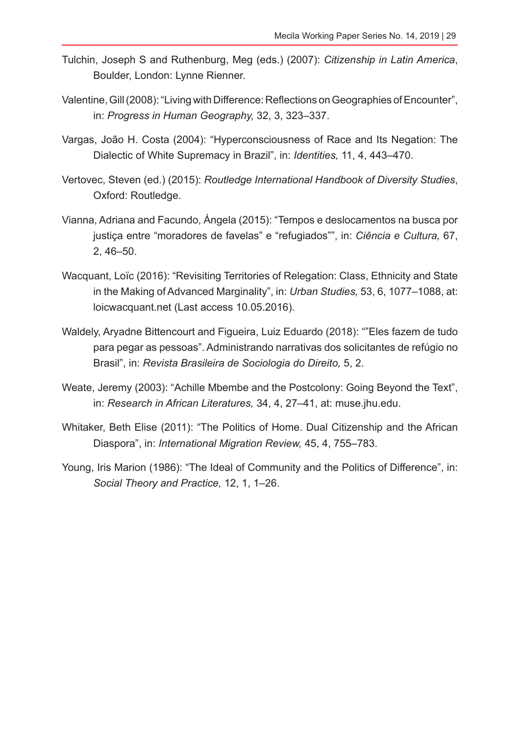Tulchin, Joseph S and Ruthenburg, Meg (eds.) (2007): *Citizenship in Latin America*, Boulder, London: Lynne Rienner.

Valentine, Gill (2008): "Living with Difference: Reflections on Geographies of Encounter", in: *Progress in Human Geography,* 32, 3, 323–337.

Vargas, João H. Costa (2004): "Hyperconsciousness of Race and Its Negation: The Dialectic of White Supremacy in Brazil", in: *Identities,* 11, 4, 443–470.

Vertovec, Steven (ed.) (2015): *Routledge International Handbook of Diversity Studies*, Oxford: Routledge.

Vianna, Adriana and Facundo, Ángela (2015): "Tempos e deslocamentos na busca por justiça entre "moradores de favelas" e "refugiados"", in: *Ciência e Cultura,* 67, 2, 46–50.

Wacquant, Loïc (2016): "Revisiting Territories of Relegation: Class, Ethnicity and State in the Making of Advanced Marginality", in: *Urban Studies,* 53, 6, 1077–1088, at: loicwacquant.net (Last access 10.05.2016).

Waldely, Aryadne Bittencourt and Figueira, Luiz Eduardo (2018): ""Eles fazem de tudo para pegar as pessoas". Administrando narrativas dos solicitantes de refúgio no Brasil", in: *Revista Brasileira de Sociologia do Direito,* 5, 2.

Weate, Jeremy (2003): "Achille Mbembe and the Postcolony: Going Beyond the Text", in: *Research in African Literatures,* 34, 4, 27–41, at: muse.jhu.edu.

Whitaker, Beth Elise (2011): "The Politics of Home. Dual Citizenship and the African Diaspora", in: *International Migration Review,* 45, 4, 755–783.

Young, Iris Marion (1986): "The Ideal of Community and the Politics of Difference", in: *Social Theory and Practice,* 12, 1, 1–26.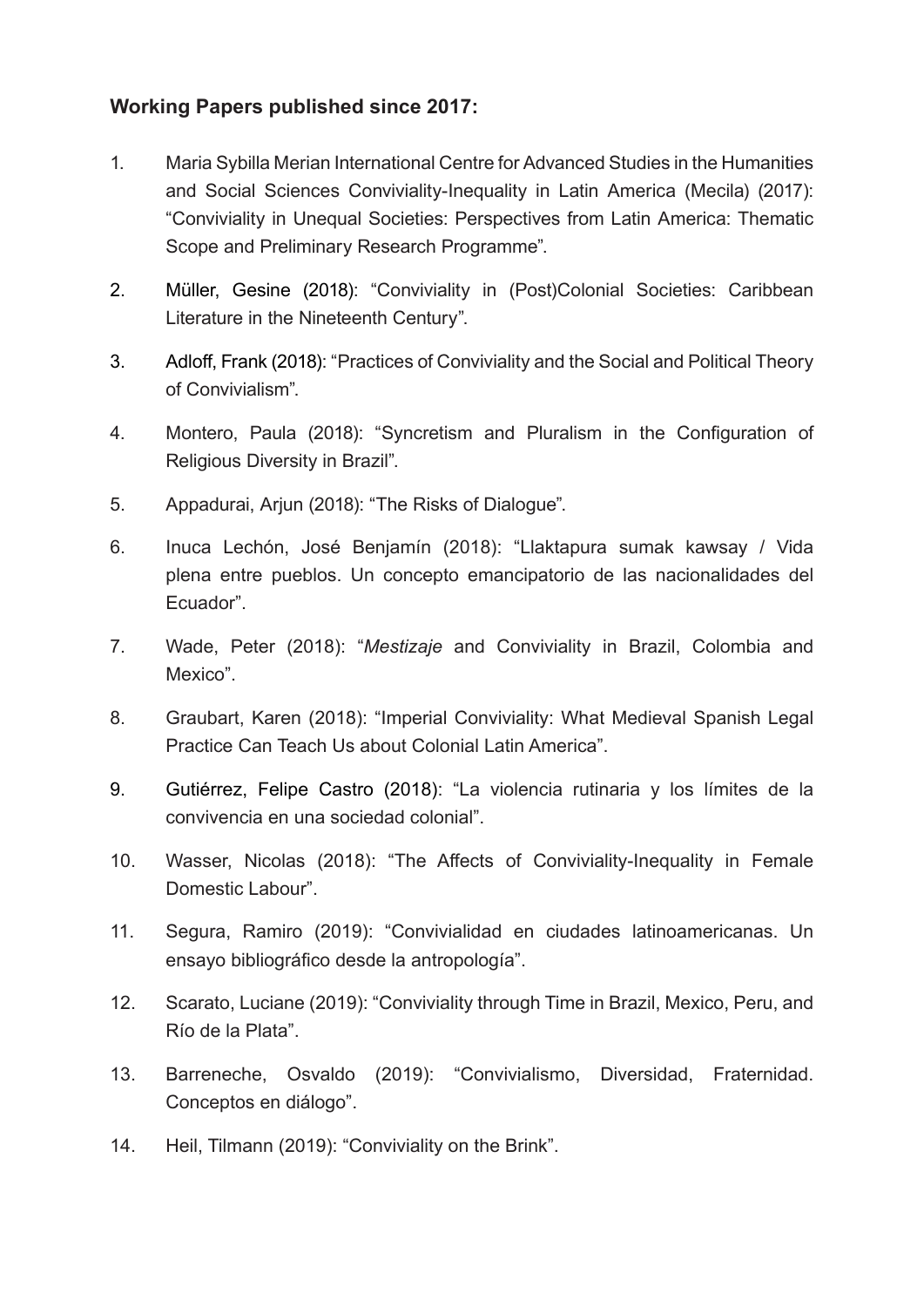**Working Papers published since 2017:**

1. Maria Sybilla Merian International Centre for Advanced Studies in the Humanities and Social Sciences Conviviality-Inequality in Latin America (Mecila) (2017): "Conviviality in Unequal Societies: Perspectives from Latin America: Thematic Scope and Preliminary Research Programme".
2. Müller, Gesine (2018): "Conviviality in (Post)Colonial Societies: Caribbean Literature in the Nineteenth Century".
3. Adloff, Frank (2018): "Practices of Conviviality and the Social and Political Theory of Convivialism".
4. Montero, Paula (2018): "Syncretism and Pluralism in the Configuration of Religious Diversity in Brazil".
5. Appadurai, Arjun (2018): "The Risks of Dialogue".
6. Inuca Lechón, José Benjamín (2018): "Llaktapura sumak kawsay / Vida plena entre pueblos. Un concepto emancipatorio de las nacionalidades del Ecuador".
7. Wade, Peter (2018): "*Mestizaje* and Conviviality in Brazil, Colombia and Mexico".
8. Graubart, Karen (2018): "Imperial Conviviality: What Medieval Spanish Legal Practice Can Teach Us about Colonial Latin America".
9. Gutiérrez, Felipe Castro (2018): "La violencia rutinaria y los límites de la convivencia en una sociedad colonial".
10. Wasser, Nicolas (2018): "The Affects of Conviviality-Inequality in Female Domestic Labour".
11. Segura, Ramiro (2019): "Convivialidad en ciudades latinoamericanas. Un ensayo bibliográfico desde la antropología".
12. Scarato, Luciane (2019): "Conviviality through Time in Brazil, Mexico, Peru, and Río de la Plata".
13. Barreneche, Osvaldo (2019): "Convivialismo, Diversidad, Fraternidad. Conceptos en diálogo".
14. Heil, Tilmann (2019): "Conviviality on the Brink".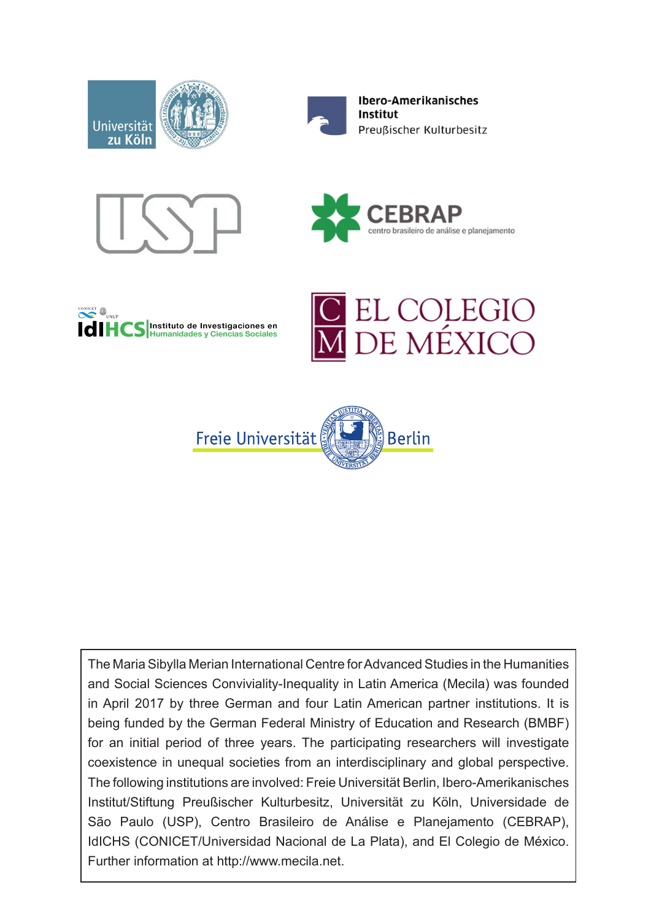Universität zu Köln

Ibero-Amerikanisches Institut
Preußischer Kulturbesitz

USP

CEBRAP
centro brasileiro de análise e planejamento

CONICET UNLP
IdIHCS Instituto de Investigaciones en Humanidades y Ciencias Sociales

EL COLEGIO DE MÉXICO

Freie Universität Berlin

The Maria Sibylla Merian International Centre for Advanced Studies in the Humanities and Social Sciences Conviviality-Inequality in Latin America (Mecila) was founded in April 2017 by three German and four Latin American partner institutions. It is being funded by the German Federal Ministry of Education and Research (BMBF) for an initial period of three years. The participating researchers will investigate coexistence in unequal societies from an interdisciplinary and global perspective. The following institutions are involved: Freie Universität Berlin, Ibero-Amerikanisches Institut/Stiftung Preußischer Kulturbesitz, Universität zu Köln, Universidade de São Paulo (USP), Centro Brasileiro de Análise e Planejamento (CEBRAP), IdICHS (CONICET/Universidad Nacional de La Plata), and El Colegio de México. Further information at http://www.mecila.net.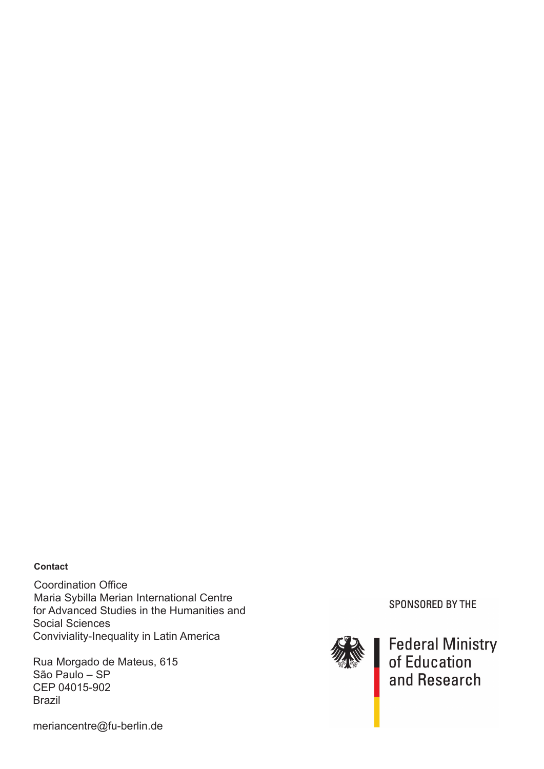**Contact**

Coordination Office
Maria Sybilla Merian International Centre
for Advanced Studies in the Humanities and
Social Sciences
Conviviality-Inequality in Latin America

Rua Morgado de Mateus, 615
São Paulo – SP
CEP 04015-902
Brazil

meriancentre@fu-berlin.de

SPONSORED BY THE

Federal Ministry
of Education
and Research